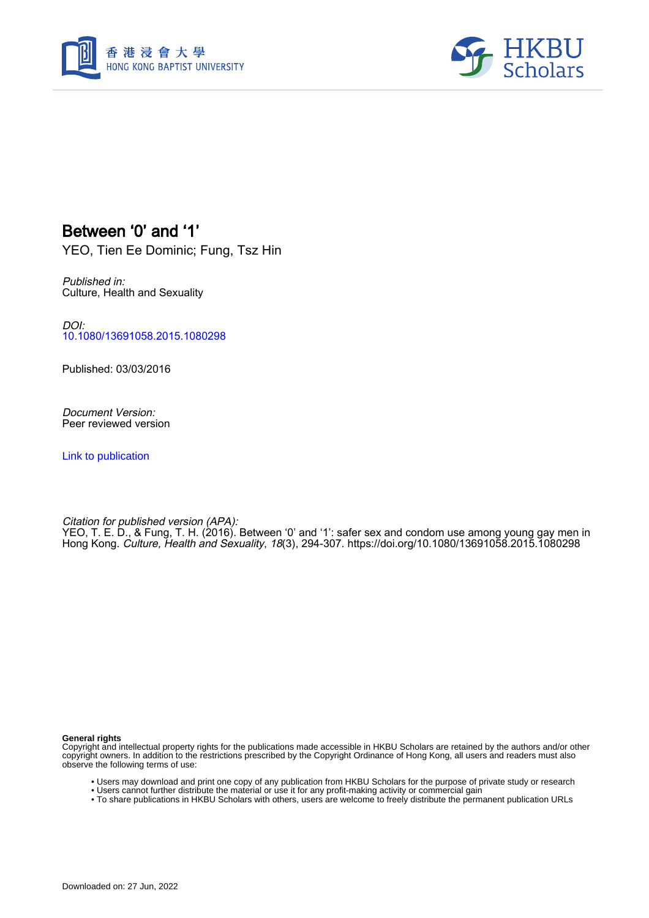# Between '0' and '1'

YEO, Tien Ee Dominic; Fung, Tsz Hin

*Published in:*
Culture, Health and Sexuality

*DOI:*
10.1080/13691058.2015.1080298

Published: 03/03/2016

*Document Version:*
Peer reviewed version

Link to publication

*Citation for published version (APA):*
YEO, T. E. D., & Fung, T. H. (2016). Between '0' and '1': safer sex and condom use among young gay men in Hong Kong. *Culture, Health and Sexuality*, *18*(3), 294-307. https://doi.org/10.1080/13691058.2015.1080298

**General rights**
Copyright and intellectual property rights for the publications made accessible in HKBU Scholars are retained by the authors and/or other copyright owners. In addition to the restrictions prescribed by the Copyright Ordinance of Hong Kong, all users and readers must also observe the following terms of use:

- Users may download and print one copy of any publication from HKBU Scholars for the purpose of private study or research
- Users cannot further distribute the material or use it for any profit-making activity or commercial gain
- To share publications in HKBU Scholars with others, users are welcome to freely distribute the permanent publication URLs

Downloaded on: 27 Jun, 2022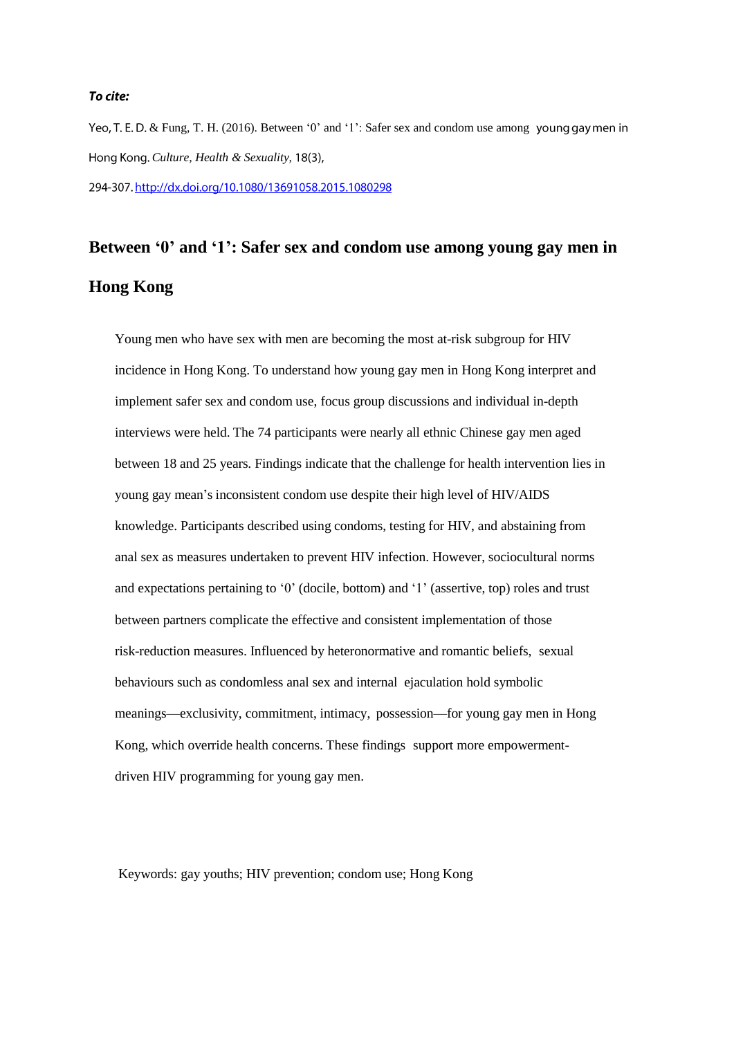***To cite:***

Yeo, T. E. D. & Fung, T. H. (2016). Between '0' and '1': Safer sex and condom use among young gay men in Hong Kong. *Culture, Health & Sexuality,* 18(3), 294-307. http://dx.doi.org/10.1080/13691058.2015.1080298

# Between '0' and '1': Safer sex and condom use among young gay men in Hong Kong

Young men who have sex with men are becoming the most at-risk subgroup for HIV incidence in Hong Kong. To understand how young gay men in Hong Kong interpret and implement safer sex and condom use, focus group discussions and individual in-depth interviews were held. The 74 participants were nearly all ethnic Chinese gay men aged between 18 and 25 years. Findings indicate that the challenge for health intervention lies in young gay mean's inconsistent condom use despite their high level of HIV/AIDS knowledge. Participants described using condoms, testing for HIV, and abstaining from anal sex as measures undertaken to prevent HIV infection. However, sociocultural norms and expectations pertaining to '0' (docile, bottom) and '1' (assertive, top) roles and trust between partners complicate the effective and consistent implementation of those risk-reduction measures. Influenced by heteronormative and romantic beliefs, sexual behaviours such as condomless anal sex and internal ejaculation hold symbolic meanings—exclusivity, commitment, intimacy, possession—for young gay men in Hong Kong, which override health concerns. These findings support more empowerment-driven HIV programming for young gay men.

Keywords: gay youths; HIV prevention; condom use; Hong Kong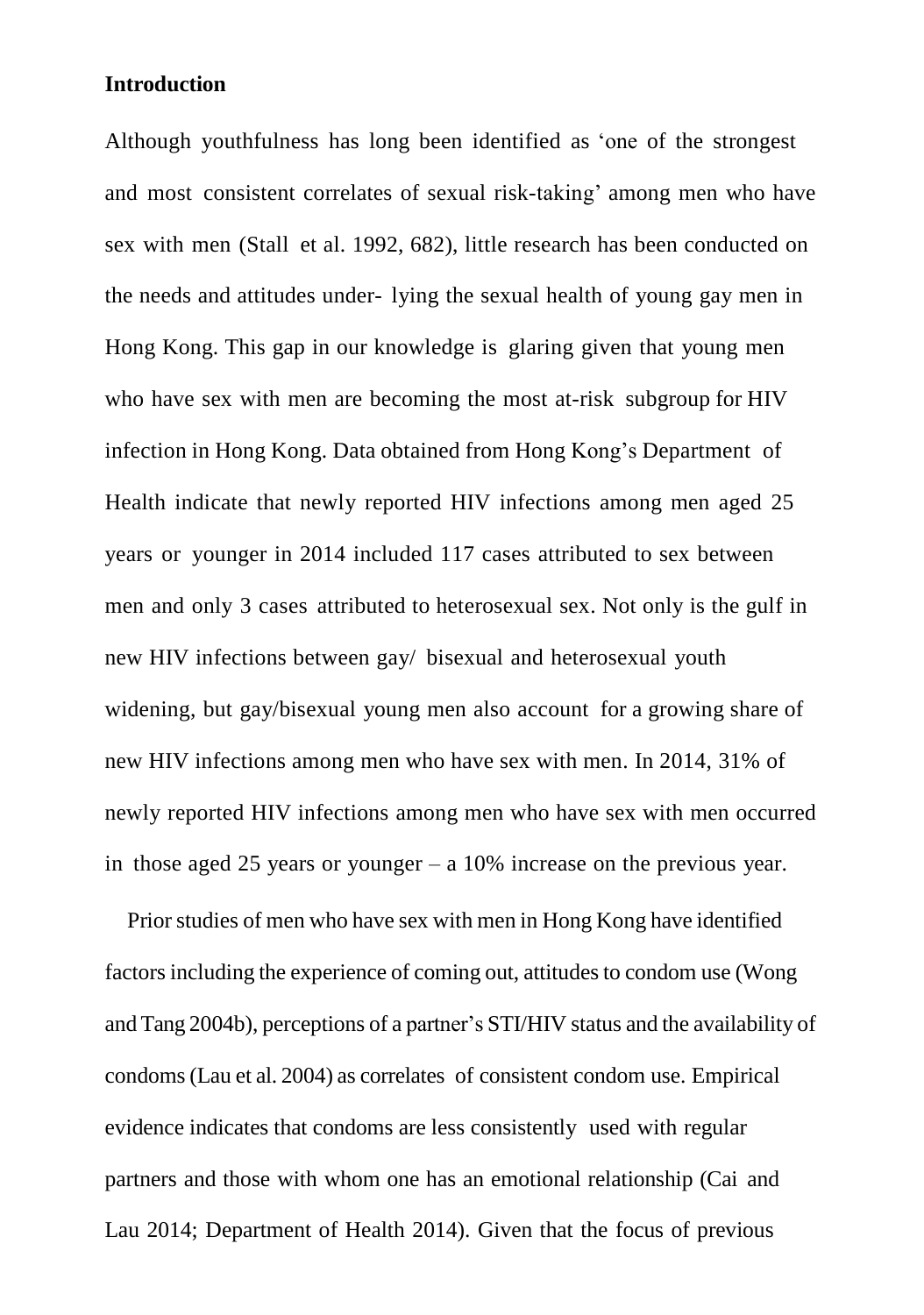**Introduction**

Although youthfulness has long been identified as 'one of the strongest and most consistent correlates of sexual risk-taking' among men who have sex with men (Stall et al. 1992, 682), little research has been conducted on the needs and attitudes under- lying the sexual health of young gay men in Hong Kong. This gap in our knowledge is glaring given that young men who have sex with men are becoming the most at-risk subgroup for HIV infection in Hong Kong. Data obtained from Hong Kong's Department of Health indicate that newly reported HIV infections among men aged 25 years or younger in 2014 included 117 cases attributed to sex between men and only 3 cases attributed to heterosexual sex. Not only is the gulf in new HIV infections between gay/ bisexual and heterosexual youth widening, but gay/bisexual young men also account for a growing share of new HIV infections among men who have sex with men. In 2014, 31% of newly reported HIV infections among men who have sex with men occurred in those aged 25 years or younger – a 10% increase on the previous year.

Prior studies of men who have sex with men in Hong Kong have identified factors including the experience of coming out, attitudes to condom use (Wong and Tang 2004b), perceptions of a partner's STI/HIV status and the availability of condoms (Lau et al. 2004) as correlates of consistent condom use. Empirical evidence indicates that condoms are less consistently used with regular partners and those with whom one has an emotional relationship (Cai and Lau 2014; Department of Health 2014). Given that the focus of previous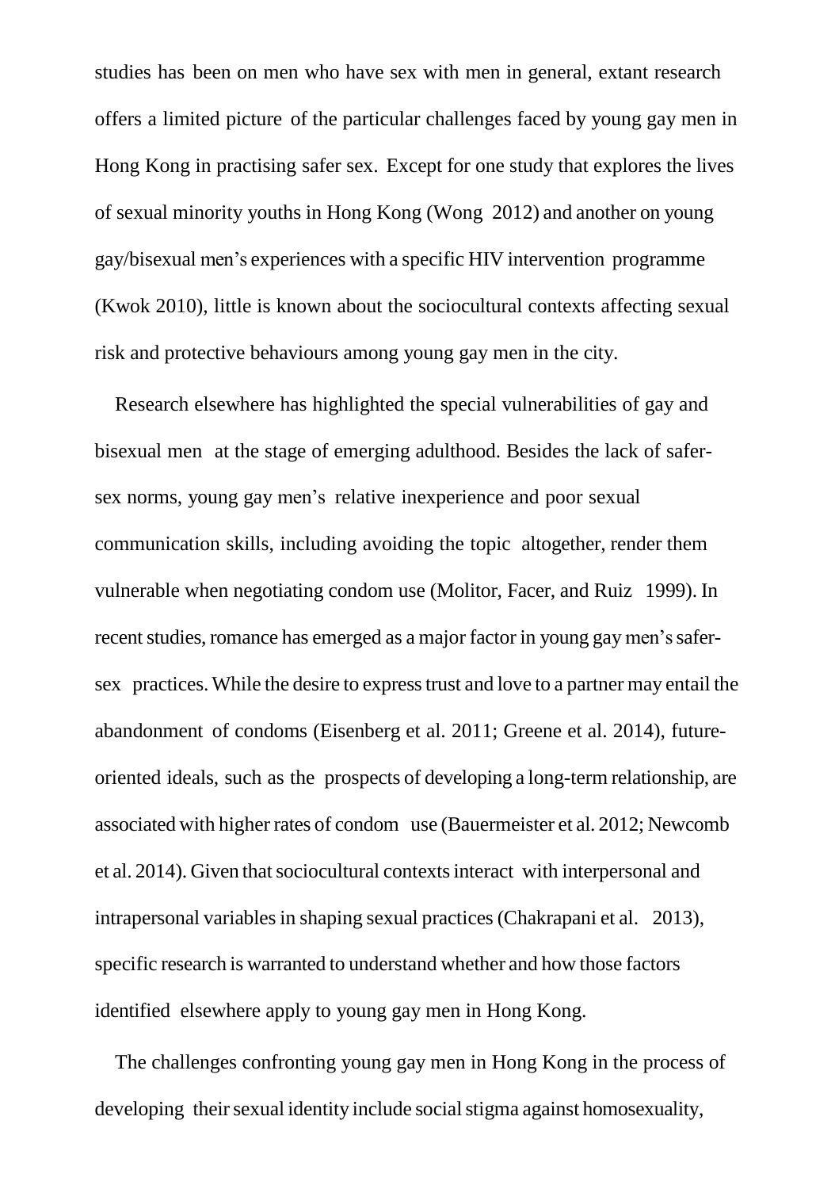studies has been on men who have sex with men in general, extant research offers a limited picture of the particular challenges faced by young gay men in Hong Kong in practising safer sex. Except for one study that explores the lives of sexual minority youths in Hong Kong (Wong 2012) and another on young gay/bisexual men's experiences with a specific HIV intervention programme (Kwok 2010), little is known about the sociocultural contexts affecting sexual risk and protective behaviours among young gay men in the city.

Research elsewhere has highlighted the special vulnerabilities of gay and bisexual men at the stage of emerging adulthood. Besides the lack of safer-sex norms, young gay men's relative inexperience and poor sexual communication skills, including avoiding the topic altogether, render them vulnerable when negotiating condom use (Molitor, Facer, and Ruiz 1999). In recent studies, romance has emerged as a major factor in young gay men's safer-sex practices. While the desire to express trust and love to a partner may entail the abandonment of condoms (Eisenberg et al. 2011; Greene et al. 2014), future-oriented ideals, such as the prospects of developing a long-term relationship, are associated with higher rates of condom use (Bauermeister et al. 2012; Newcomb et al. 2014). Given that sociocultural contexts interact with interpersonal and intrapersonal variables in shaping sexual practices (Chakrapani et al. 2013), specific research is warranted to understand whether and how those factors identified elsewhere apply to young gay men in Hong Kong.

The challenges confronting young gay men in Hong Kong in the process of developing their sexual identity include social stigma against homosexuality,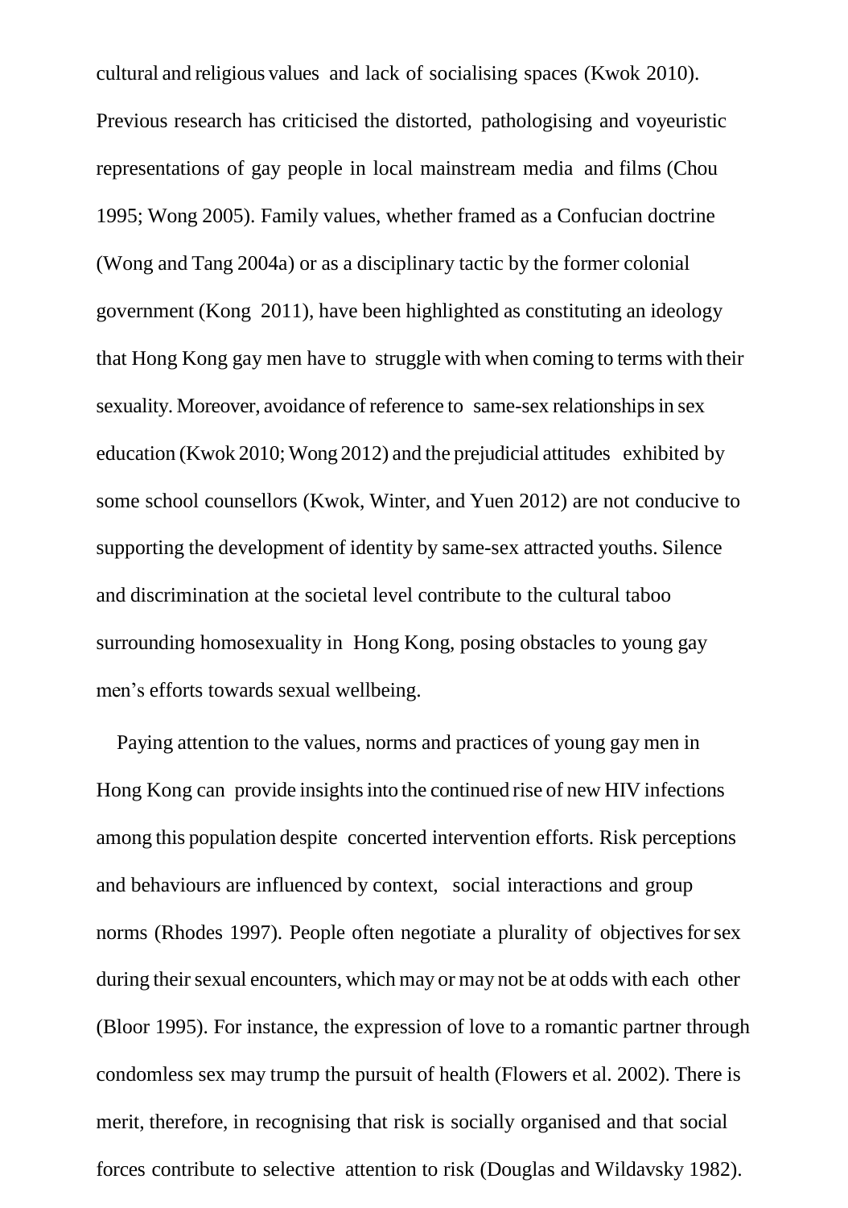cultural and religious values and lack of socialising spaces (Kwok 2010). Previous research has criticised the distorted, pathologising and voyeuristic representations of gay people in local mainstream media and films (Chou 1995; Wong 2005). Family values, whether framed as a Confucian doctrine (Wong and Tang 2004a) or as a disciplinary tactic by the former colonial government (Kong 2011), have been highlighted as constituting an ideology that Hong Kong gay men have to struggle with when coming to terms with their sexuality. Moreover, avoidance of reference to same-sex relationships in sex education (Kwok 2010; Wong 2012) and the prejudicial attitudes exhibited by some school counsellors (Kwok, Winter, and Yuen 2012) are not conducive to supporting the development of identity by same-sex attracted youths. Silence and discrimination at the societal level contribute to the cultural taboo surrounding homosexuality in Hong Kong, posing obstacles to young gay men's efforts towards sexual wellbeing.

Paying attention to the values, norms and practices of young gay men in Hong Kong can provide insights into the continued rise of new HIV infections among this population despite concerted intervention efforts. Risk perceptions and behaviours are influenced by context, social interactions and group norms (Rhodes 1997). People often negotiate a plurality of objectives for sex during their sexual encounters, which may or may not be at odds with each other (Bloor 1995). For instance, the expression of love to a romantic partner through condomless sex may trump the pursuit of health (Flowers et al. 2002). There is merit, therefore, in recognising that risk is socially organised and that social forces contribute to selective attention to risk (Douglas and Wildavsky 1982).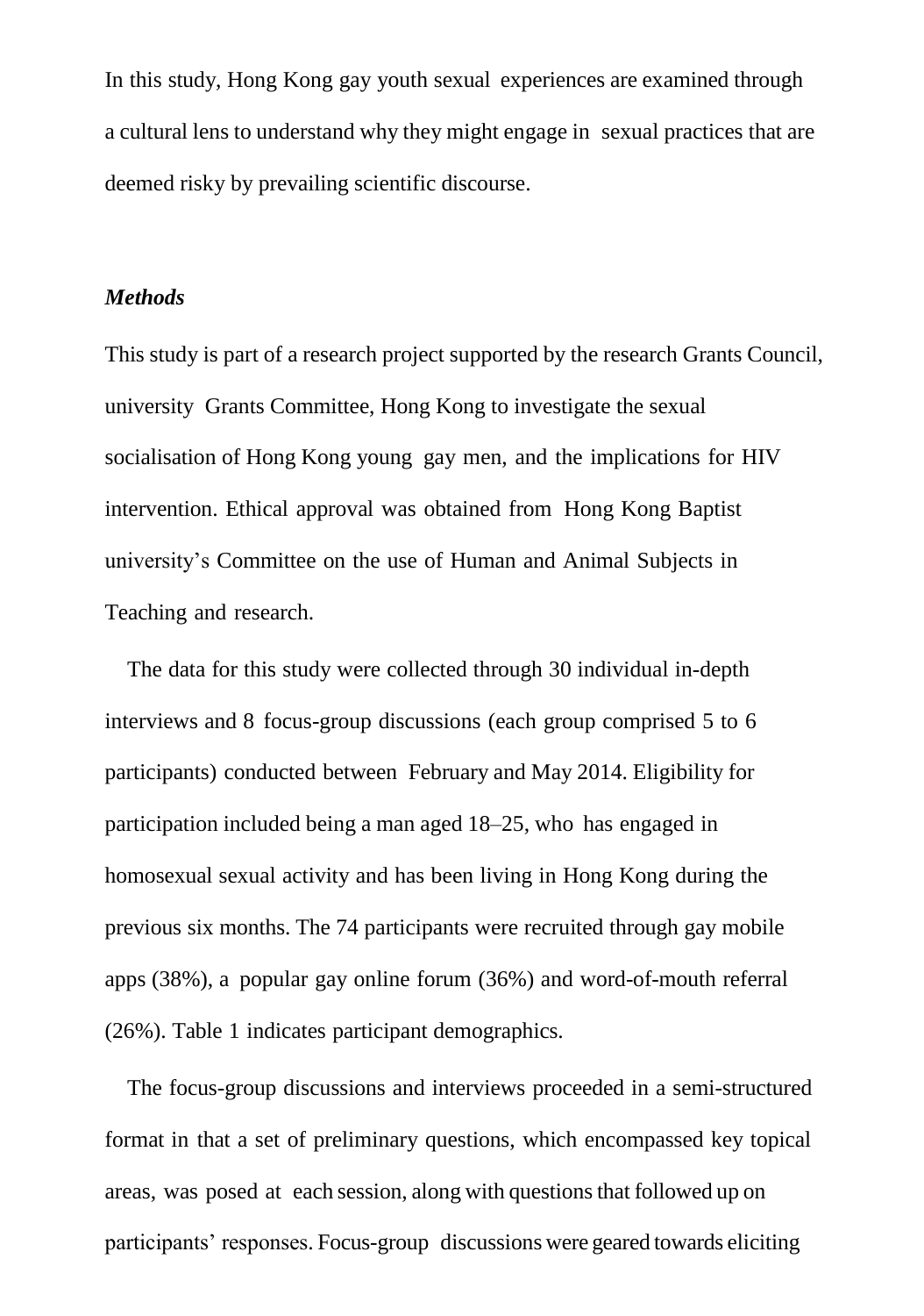In this study, Hong Kong gay youth sexual experiences are examined through a cultural lens to understand why they might engage in sexual practices that are deemed risky by prevailing scientific discourse.

### *Methods*

This study is part of a research project supported by the research Grants Council, university Grants Committee, Hong Kong to investigate the sexual socialisation of Hong Kong young gay men, and the implications for HIV intervention. Ethical approval was obtained from Hong Kong Baptist university's Committee on the use of Human and Animal Subjects in Teaching and research.

The data for this study were collected through 30 individual in-depth interviews and 8 focus-group discussions (each group comprised 5 to 6 participants) conducted between February and May 2014. Eligibility for participation included being a man aged 18–25, who has engaged in homosexual sexual activity and has been living in Hong Kong during the previous six months. The 74 participants were recruited through gay mobile apps (38%), a popular gay online forum (36%) and word-of-mouth referral (26%). Table 1 indicates participant demographics.

The focus-group discussions and interviews proceeded in a semi-structured format in that a set of preliminary questions, which encompassed key topical areas, was posed at each session, along with questions that followed up on participants' responses. Focus-group discussions were geared towards eliciting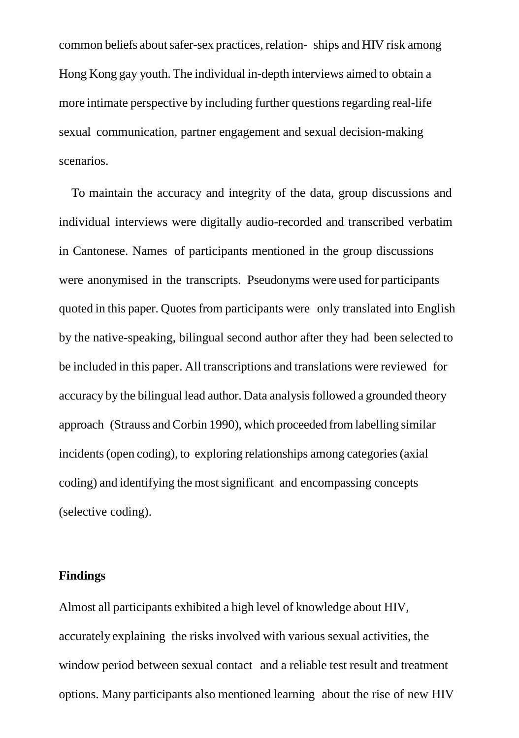common beliefs about safer-sex practices, relation- ships and HIV risk among Hong Kong gay youth. The individual in-depth interviews aimed to obtain a more intimate perspective by including further questions regarding real-life sexual communication, partner engagement and sexual decision-making scenarios.

To maintain the accuracy and integrity of the data, group discussions and individual interviews were digitally audio-recorded and transcribed verbatim in Cantonese. Names of participants mentioned in the group discussions were anonymised in the transcripts. Pseudonyms were used for participants quoted in this paper. Quotes from participants were only translated into English by the native-speaking, bilingual second author after they had been selected to be included in this paper. All transcriptions and translations were reviewed for accuracy by the bilingual lead author. Data analysis followed a grounded theory approach (Strauss and Corbin 1990), which proceeded from labelling similar incidents (open coding), to exploring relationships among categories (axial coding) and identifying the most significant and encompassing concepts (selective coding).

## Findings

Almost all participants exhibited a high level of knowledge about HIV, accurately explaining the risks involved with various sexual activities, the window period between sexual contact and a reliable test result and treatment options. Many participants also mentioned learning about the rise of new HIV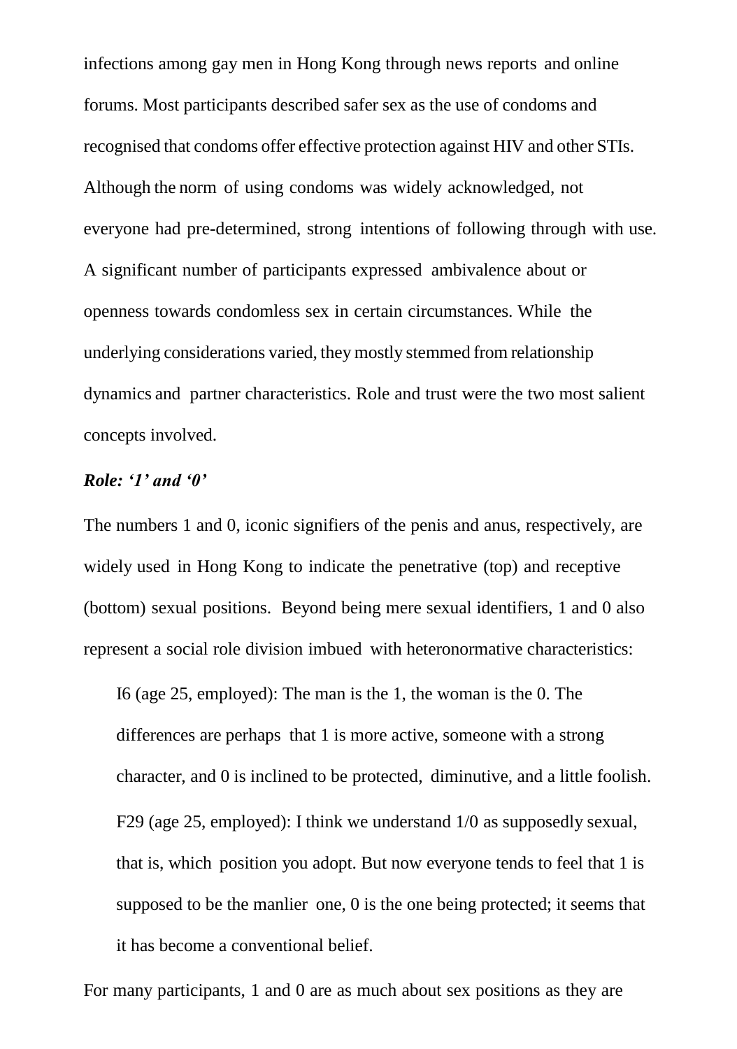infections among gay men in Hong Kong through news reports and online forums. Most participants described safer sex as the use of condoms and recognised that condoms offer effective protection against HIV and other STIs. Although the norm of using condoms was widely acknowledged, not everyone had pre-determined, strong intentions of following through with use. A significant number of participants expressed ambivalence about or openness towards condomless sex in certain circumstances. While the underlying considerations varied, they mostly stemmed from relationship dynamics and partner characteristics. Role and trust were the two most salient concepts involved.

***Role: '1' and '0'***

The numbers 1 and 0, iconic signifiers of the penis and anus, respectively, are widely used in Hong Kong to indicate the penetrative (top) and receptive (bottom) sexual positions. Beyond being mere sexual identifiers, 1 and 0 also represent a social role division imbued with heteronormative characteristics:

> I6 (age 25, employed): The man is the 1, the woman is the 0. The differences are perhaps that 1 is more active, someone with a strong character, and 0 is inclined to be protected, diminutive, and a little foolish.
>
> F29 (age 25, employed): I think we understand 1/0 as supposedly sexual, that is, which position you adopt. But now everyone tends to feel that 1 is supposed to be the manlier one, 0 is the one being protected; it seems that it has become a conventional belief.

For many participants, 1 and 0 are as much about sex positions as they are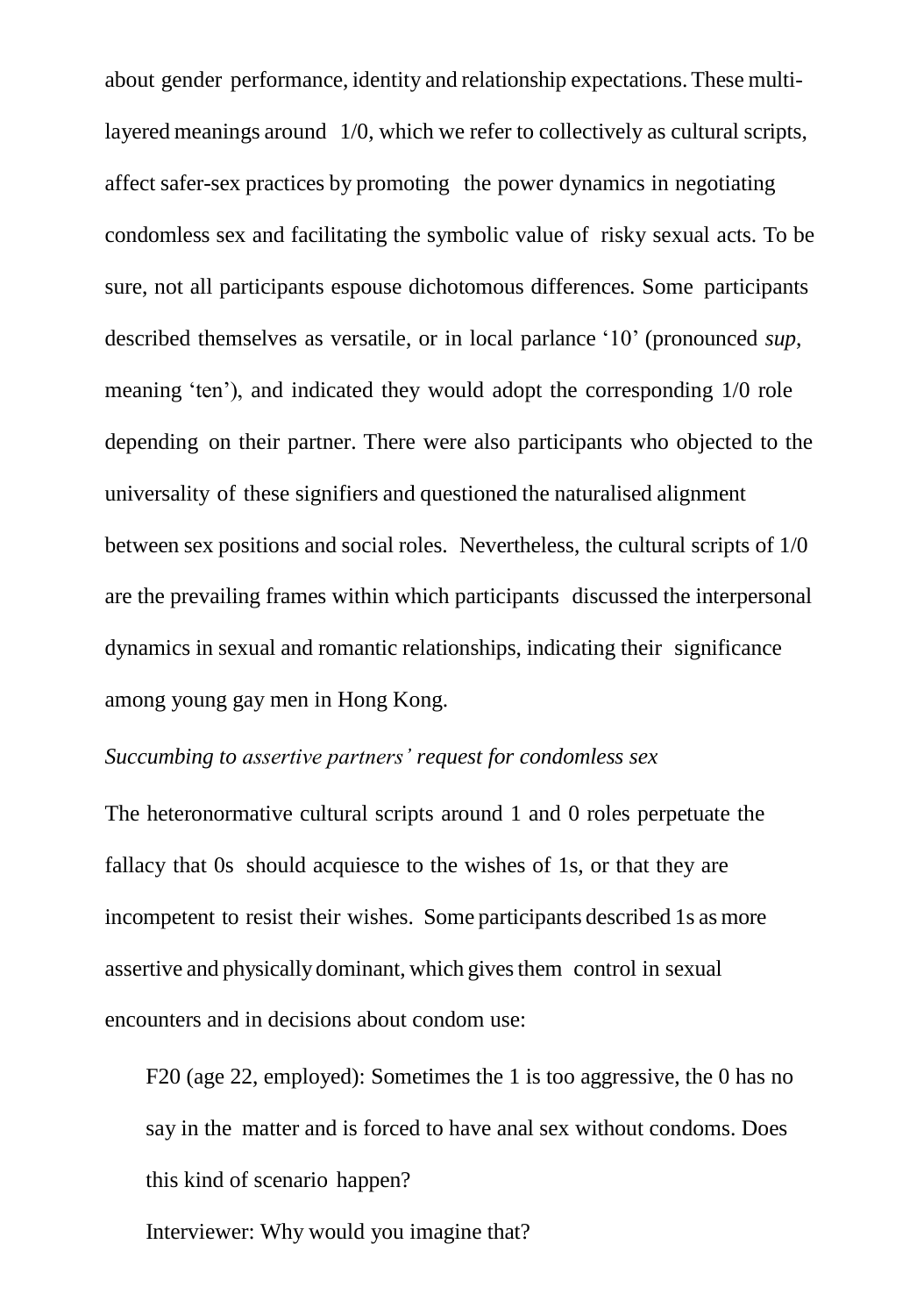about gender performance, identity and relationship expectations. These multi-layered meanings around 1/0, which we refer to collectively as cultural scripts, affect safer-sex practices by promoting the power dynamics in negotiating condomless sex and facilitating the symbolic value of risky sexual acts. To be sure, not all participants espouse dichotomous differences. Some participants described themselves as versatile, or in local parlance '10' (pronounced *sup*, meaning 'ten'), and indicated they would adopt the corresponding 1/0 role depending on their partner. There were also participants who objected to the universality of these signifiers and questioned the naturalised alignment between sex positions and social roles. Nevertheless, the cultural scripts of 1/0 are the prevailing frames within which participants discussed the interpersonal dynamics in sexual and romantic relationships, indicating their significance among young gay men in Hong Kong.

*Succumbing to assertive partners' request for condomless sex*

The heteronormative cultural scripts around 1 and 0 roles perpetuate the fallacy that 0s should acquiesce to the wishes of 1s, or that they are incompetent to resist their wishes. Some participants described 1s as more assertive and physically dominant, which gives them control in sexual encounters and in decisions about condom use:

> F20 (age 22, employed): Sometimes the 1 is too aggressive, the 0 has no say in the matter and is forced to have anal sex without condoms. Does this kind of scenario happen?
>
> Interviewer: Why would you imagine that?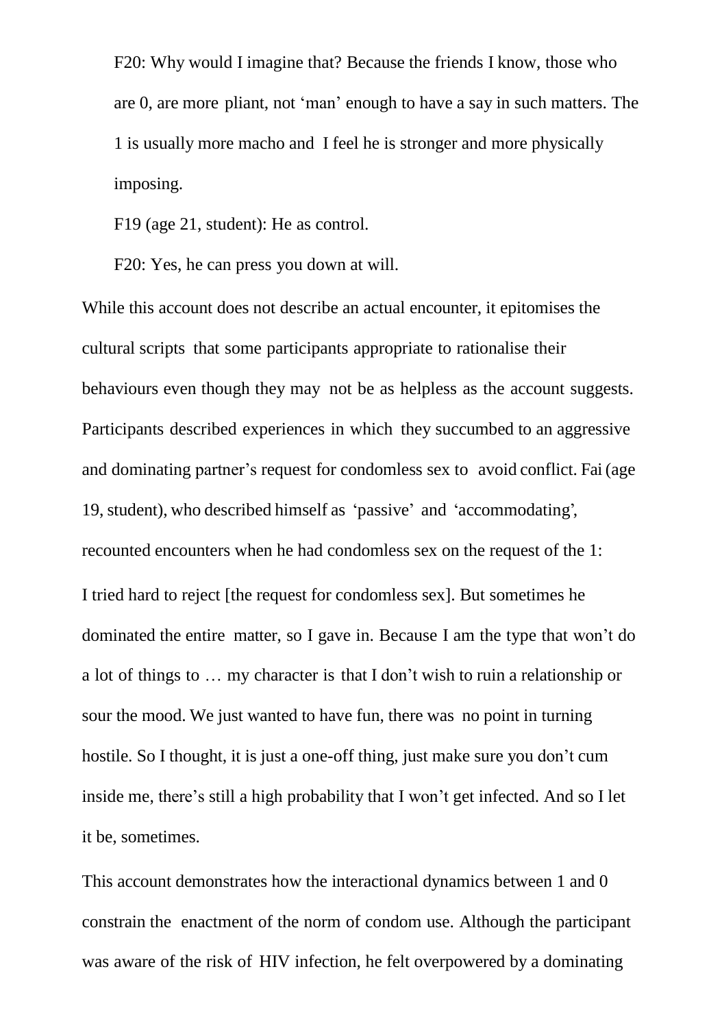F20: Why would I imagine that? Because the friends I know, those who are 0, are more pliant, not 'man' enough to have a say in such matters. The 1 is usually more macho and I feel he is stronger and more physically imposing.

F19 (age 21, student): He as control.

F20: Yes, he can press you down at will.

While this account does not describe an actual encounter, it epitomises the cultural scripts that some participants appropriate to rationalise their behaviours even though they may not be as helpless as the account suggests. Participants described experiences in which they succumbed to an aggressive and dominating partner's request for condomless sex to avoid conflict. Fai (age 19, student), who described himself as 'passive' and 'accommodating', recounted encounters when he had condomless sex on the request of the 1:

I tried hard to reject [the request for condomless sex]. But sometimes he dominated the entire matter, so I gave in. Because I am the type that won't do a lot of things to … my character is that I don't wish to ruin a relationship or sour the mood. We just wanted to have fun, there was no point in turning hostile. So I thought, it is just a one-off thing, just make sure you don't cum inside me, there's still a high probability that I won't get infected. And so I let it be, sometimes.

This account demonstrates how the interactional dynamics between 1 and 0 constrain the enactment of the norm of condom use. Although the participant was aware of the risk of HIV infection, he felt overpowered by a dominating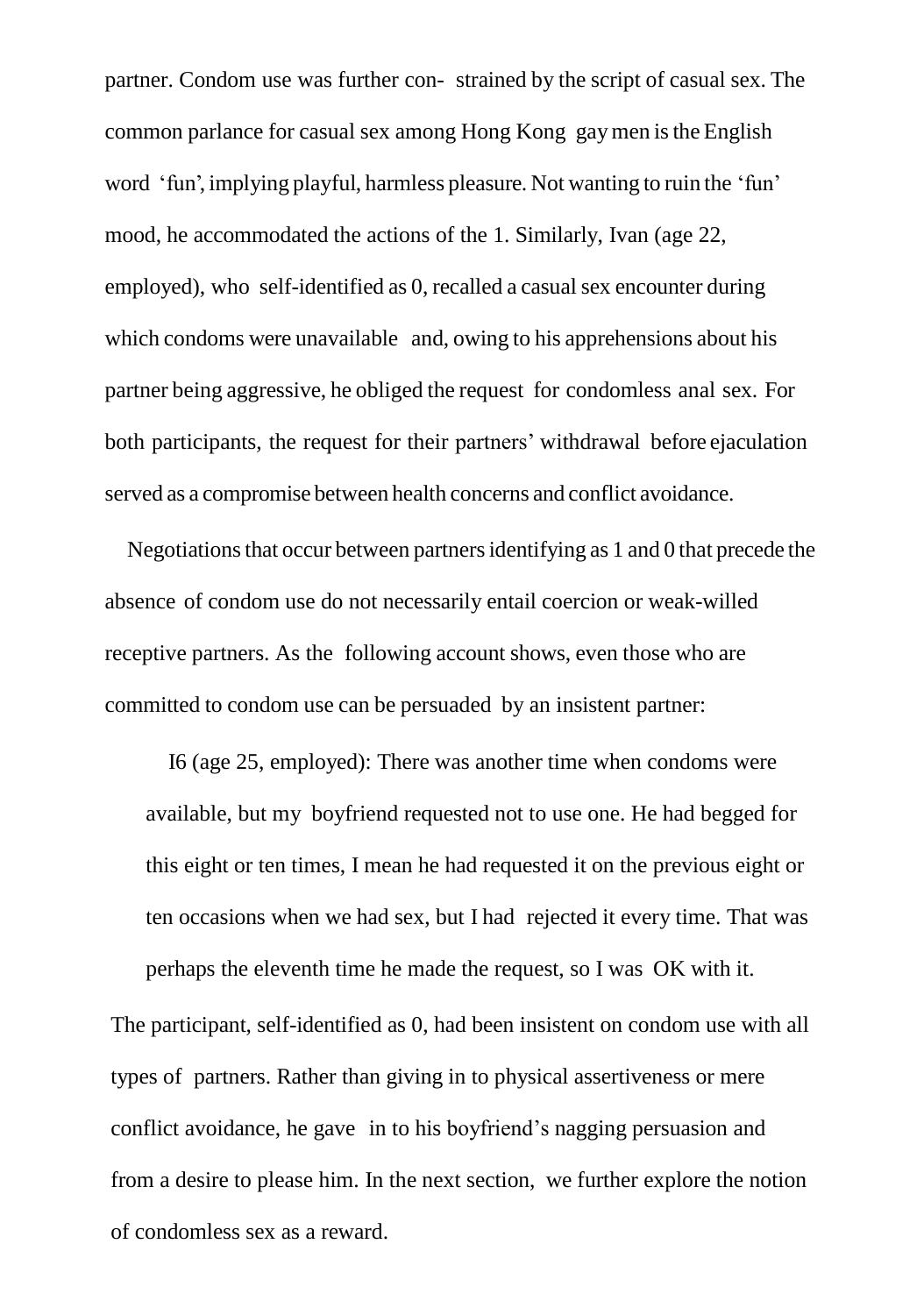partner. Condom use was further con- strained by the script of casual sex. The common parlance for casual sex among Hong Kong gay men is the English word 'fun', implying playful, harmless pleasure. Not wanting to ruin the 'fun' mood, he accommodated the actions of the 1. Similarly, Ivan (age 22, employed), who self-identified as 0, recalled a casual sex encounter during which condoms were unavailable and, owing to his apprehensions about his partner being aggressive, he obliged the request for condomless anal sex. For both participants, the request for their partners' withdrawal before ejaculation served as a compromise between health concerns and conflict avoidance.

Negotiations that occur between partners identifying as 1 and 0 that precede the absence of condom use do not necessarily entail coercion or weak-willed receptive partners. As the following account shows, even those who are committed to condom use can be persuaded by an insistent partner:

> I6 (age 25, employed): There was another time when condoms were available, but my boyfriend requested not to use one. He had begged for this eight or ten times, I mean he had requested it on the previous eight or ten occasions when we had sex, but I had rejected it every time. That was perhaps the eleventh time he made the request, so I was OK with it.

The participant, self-identified as 0, had been insistent on condom use with all types of partners. Rather than giving in to physical assertiveness or mere conflict avoidance, he gave in to his boyfriend's nagging persuasion and from a desire to please him. In the next section, we further explore the notion of condomless sex as a reward.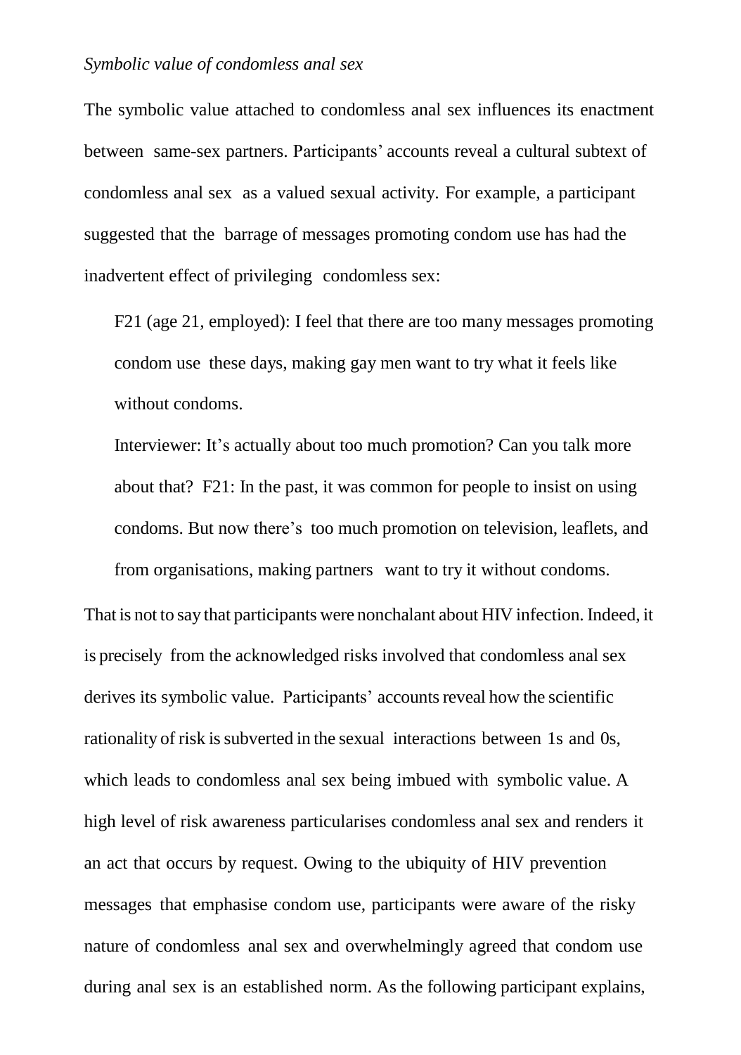*Symbolic value of condomless anal sex*

The symbolic value attached to condomless anal sex influences its enactment between same-sex partners. Participants' accounts reveal a cultural subtext of condomless anal sex as a valued sexual activity. For example, a participant suggested that the barrage of messages promoting condom use has had the inadvertent effect of privileging condomless sex:

> F21 (age 21, employed): I feel that there are too many messages promoting condom use these days, making gay men want to try what it feels like without condoms.
>
> Interviewer: It's actually about too much promotion? Can you talk more about that? F21: In the past, it was common for people to insist on using condoms. But now there's too much promotion on television, leaflets, and from organisations, making partners want to try it without condoms.

That is not to say that participants were nonchalant about HIV infection. Indeed, it is precisely from the acknowledged risks involved that condomless anal sex derives its symbolic value. Participants' accounts reveal how the scientific rationality of risk is subverted in the sexual interactions between 1s and 0s, which leads to condomless anal sex being imbued with symbolic value. A high level of risk awareness particularises condomless anal sex and renders it an act that occurs by request. Owing to the ubiquity of HIV prevention messages that emphasise condom use, participants were aware of the risky nature of condomless anal sex and overwhelmingly agreed that condom use during anal sex is an established norm. As the following participant explains,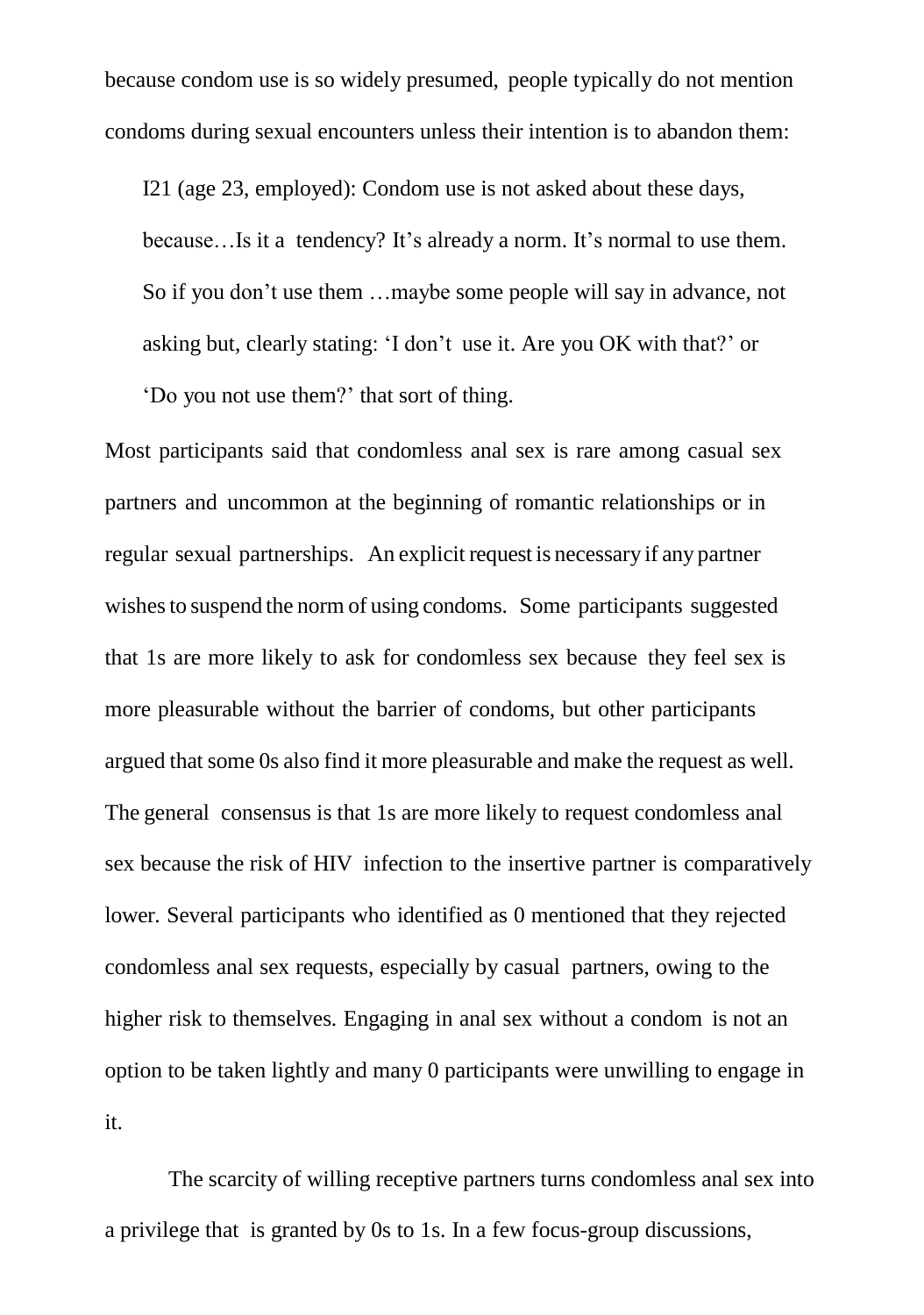because condom use is so widely presumed, people typically do not mention condoms during sexual encounters unless their intention is to abandon them:

> I21 (age 23, employed): Condom use is not asked about these days, because…Is it a tendency? It's already a norm. It's normal to use them. So if you don't use them …maybe some people will say in advance, not asking but, clearly stating: 'I don't use it. Are you OK with that?' or 'Do you not use them?' that sort of thing.

Most participants said that condomless anal sex is rare among casual sex partners and uncommon at the beginning of romantic relationships or in regular sexual partnerships. An explicit request is necessary if any partner wishes to suspend the norm of using condoms. Some participants suggested that 1s are more likely to ask for condomless sex because they feel sex is more pleasurable without the barrier of condoms, but other participants argued that some 0s also find it more pleasurable and make the request as well. The general consensus is that 1s are more likely to request condomless anal sex because the risk of HIV infection to the insertive partner is comparatively lower. Several participants who identified as 0 mentioned that they rejected condomless anal sex requests, especially by casual partners, owing to the higher risk to themselves. Engaging in anal sex without a condom is not an option to be taken lightly and many 0 participants were unwilling to engage in it.

The scarcity of willing receptive partners turns condomless anal sex into a privilege that is granted by 0s to 1s. In a few focus-group discussions,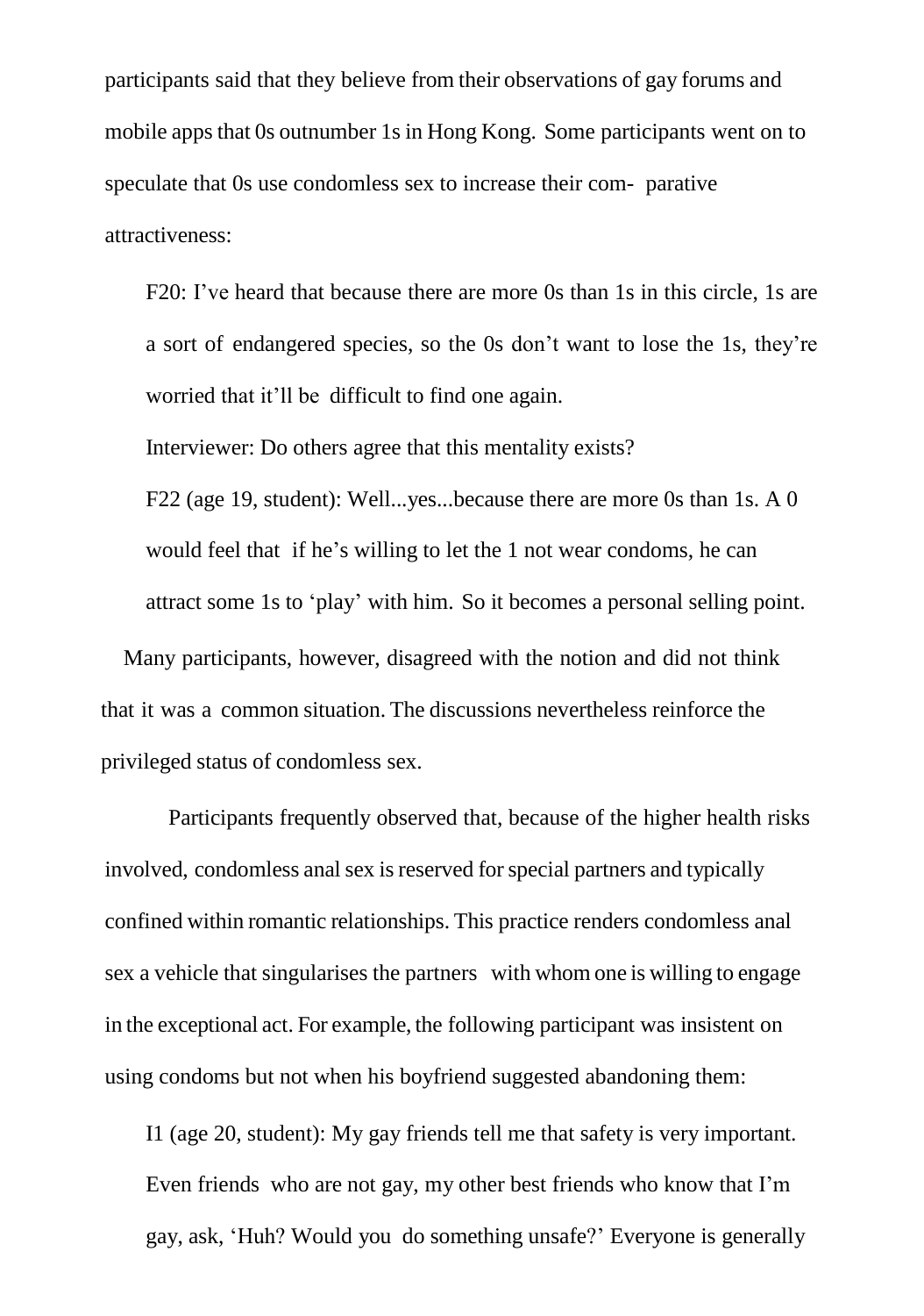participants said that they believe from their observations of gay forums and mobile apps that 0s outnumber 1s in Hong Kong. Some participants went on to speculate that 0s use condomless sex to increase their comparative attractiveness:

> F20: I've heard that because there are more 0s than 1s in this circle, 1s are a sort of endangered species, so the 0s don't want to lose the 1s, they're worried that it'll be difficult to find one again.
>
> Interviewer: Do others agree that this mentality exists?
>
> F22 (age 19, student): Well...yes...because there are more 0s than 1s. A 0 would feel that if he's willing to let the 1 not wear condoms, he can attract some 1s to 'play' with him. So it becomes a personal selling point.

Many participants, however, disagreed with the notion and did not think that it was a common situation. The discussions nevertheless reinforce the privileged status of condomless sex.

Participants frequently observed that, because of the higher health risks involved, condomless anal sex is reserved for special partners and typically confined within romantic relationships. This practice renders condomless anal sex a vehicle that singularises the partners with whom one is willing to engage in the exceptional act. For example, the following participant was insistent on using condoms but not when his boyfriend suggested abandoning them:

> I1 (age 20, student): My gay friends tell me that safety is very important. Even friends who are not gay, my other best friends who know that I'm gay, ask, 'Huh? Would you do something unsafe?' Everyone is generally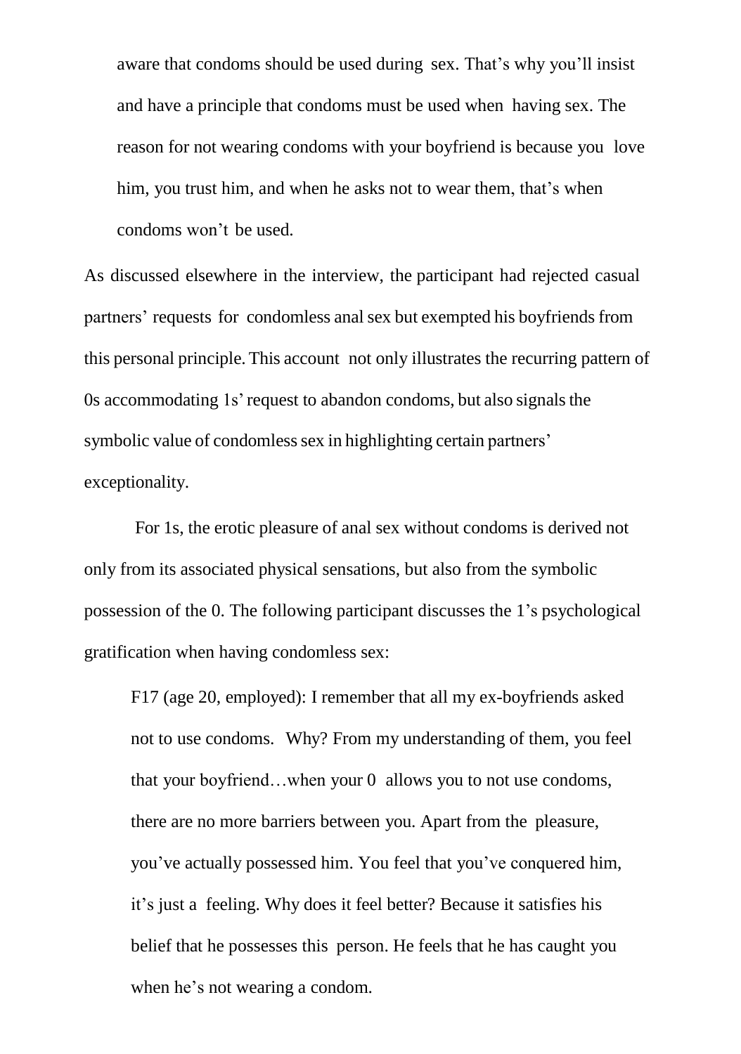> aware that condoms should be used during sex. That's why you'll insist and have a principle that condoms must be used when having sex. The reason for not wearing condoms with your boyfriend is because you love him, you trust him, and when he asks not to wear them, that's when condoms won't be used.

As discussed elsewhere in the interview, the participant had rejected casual partners' requests for condomless anal sex but exempted his boyfriends from this personal principle. This account not only illustrates the recurring pattern of 0s accommodating 1s' request to abandon condoms, but also signals the symbolic value of condomless sex in highlighting certain partners' exceptionality.

For 1s, the erotic pleasure of anal sex without condoms is derived not only from its associated physical sensations, but also from the symbolic possession of the 0. The following participant discusses the 1's psychological gratification when having condomless sex:

> F17 (age 20, employed): I remember that all my ex-boyfriends asked not to use condoms. Why? From my understanding of them, you feel that your boyfriend…when your 0 allows you to not use condoms, there are no more barriers between you. Apart from the pleasure, you've actually possessed him. You feel that you've conquered him, it's just a feeling. Why does it feel better? Because it satisfies his belief that he possesses this person. He feels that he has caught you when he's not wearing a condom.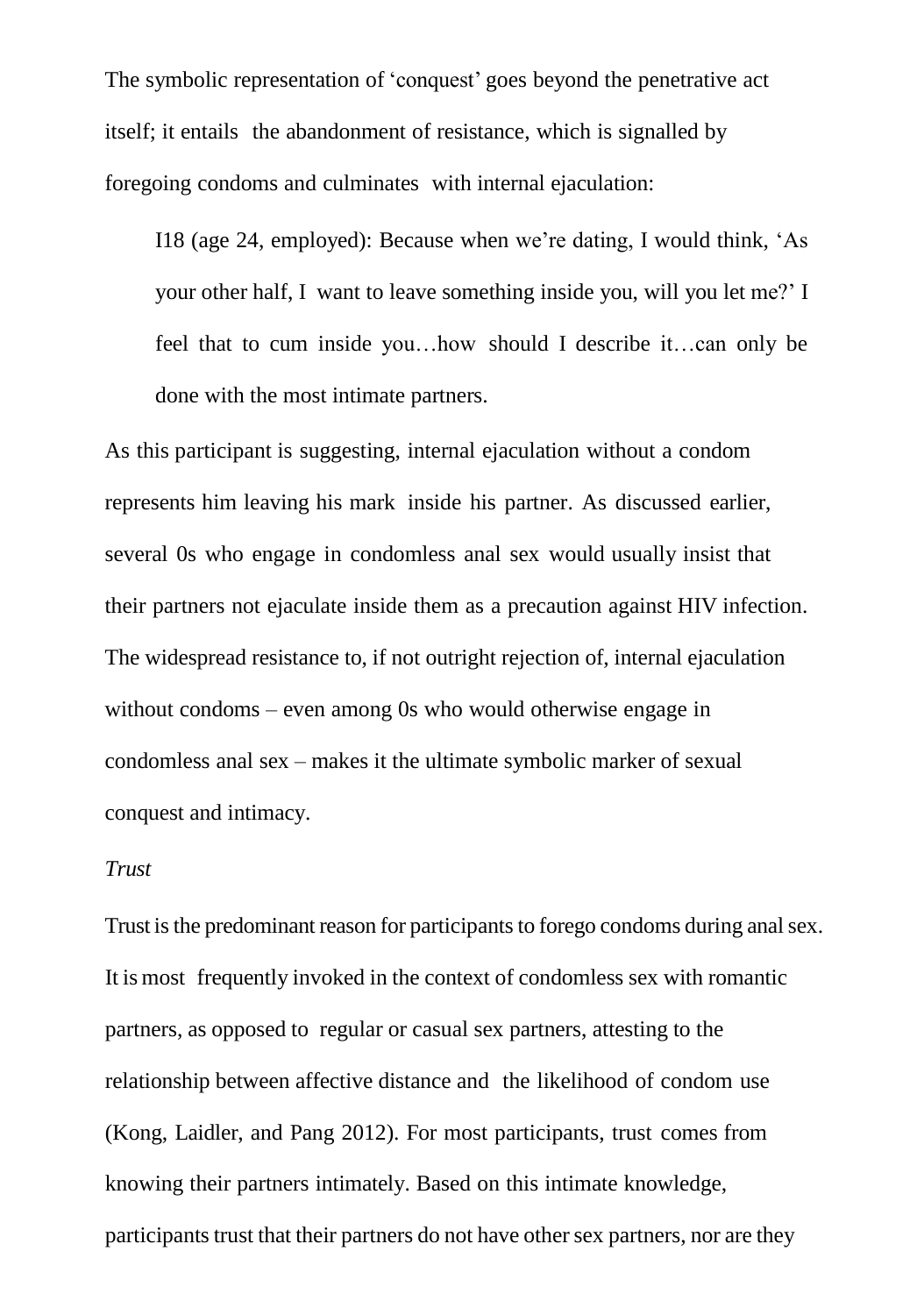The symbolic representation of 'conquest' goes beyond the penetrative act itself; it entails the abandonment of resistance, which is signalled by foregoing condoms and culminates with internal ejaculation:

> I18 (age 24, employed): Because when we're dating, I would think, 'As your other half, I want to leave something inside you, will you let me?' I feel that to cum inside you…how should I describe it…can only be done with the most intimate partners.

As this participant is suggesting, internal ejaculation without a condom represents him leaving his mark inside his partner. As discussed earlier, several 0s who engage in condomless anal sex would usually insist that their partners not ejaculate inside them as a precaution against HIV infection. The widespread resistance to, if not outright rejection of, internal ejaculation without condoms – even among 0s who would otherwise engage in condomless anal sex – makes it the ultimate symbolic marker of sexual conquest and intimacy.

*Trust*

Trust is the predominant reason for participants to forego condoms during anal sex. It is most frequently invoked in the context of condomless sex with romantic partners, as opposed to regular or casual sex partners, attesting to the relationship between affective distance and the likelihood of condom use (Kong, Laidler, and Pang 2012). For most participants, trust comes from knowing their partners intimately. Based on this intimate knowledge, participants trust that their partners do not have other sex partners, nor are they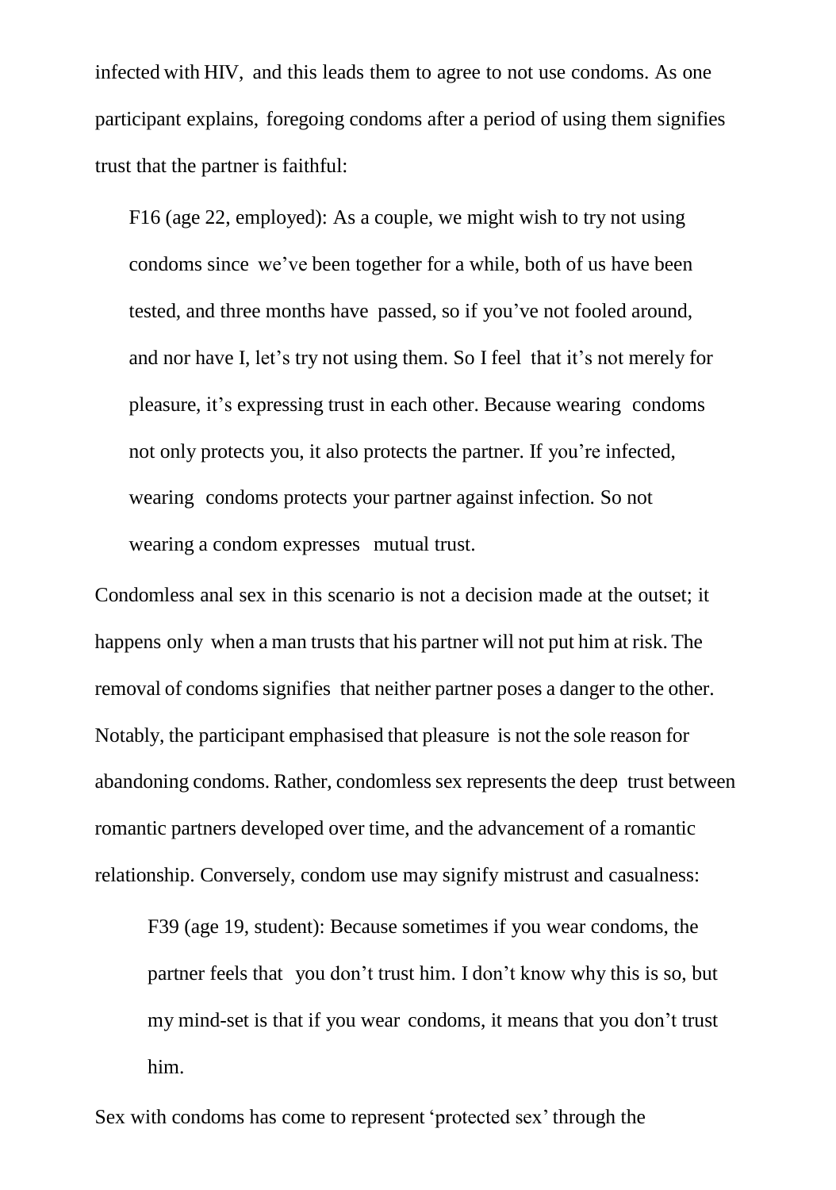infected with HIV, and this leads them to agree to not use condoms. As one participant explains, foregoing condoms after a period of using them signifies trust that the partner is faithful:

> F16 (age 22, employed): As a couple, we might wish to try not using condoms since we've been together for a while, both of us have been tested, and three months have passed, so if you've not fooled around, and nor have I, let's try not using them. So I feel that it's not merely for pleasure, it's expressing trust in each other. Because wearing condoms not only protects you, it also protects the partner. If you're infected, wearing condoms protects your partner against infection. So not wearing a condom expresses mutual trust.

Condomless anal sex in this scenario is not a decision made at the outset; it happens only when a man trusts that his partner will not put him at risk. The removal of condoms signifies that neither partner poses a danger to the other. Notably, the participant emphasised that pleasure is not the sole reason for abandoning condoms. Rather, condomless sex represents the deep trust between romantic partners developed over time, and the advancement of a romantic relationship. Conversely, condom use may signify mistrust and casualness:

> F39 (age 19, student): Because sometimes if you wear condoms, the partner feels that you don't trust him. I don't know why this is so, but my mind-set is that if you wear condoms, it means that you don't trust him.

Sex with condoms has come to represent 'protected sex' through the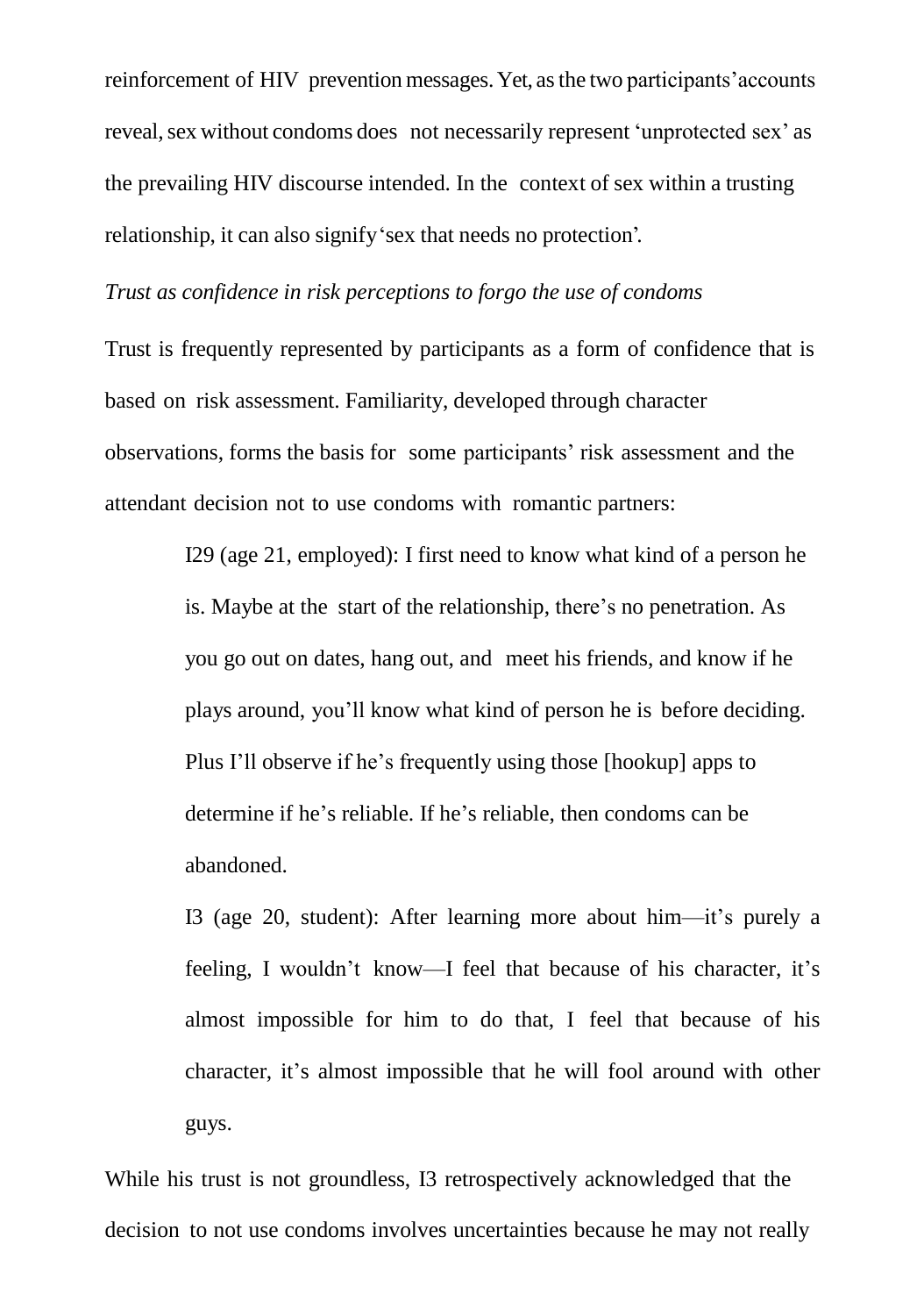reinforcement of HIV prevention messages. Yet, as the two participants' accounts reveal, sex without condoms does not necessarily represent 'unprotected sex' as the prevailing HIV discourse intended. In the context of sex within a trusting relationship, it can also signify 'sex that needs no protection'.

*Trust as confidence in risk perceptions to forgo the use of condoms*

Trust is frequently represented by participants as a form of confidence that is based on risk assessment. Familiarity, developed through character observations, forms the basis for some participants' risk assessment and the attendant decision not to use condoms with romantic partners:

> I29 (age 21, employed): I first need to know what kind of a person he is. Maybe at the start of the relationship, there's no penetration. As you go out on dates, hang out, and meet his friends, and know if he plays around, you'll know what kind of person he is before deciding. Plus I'll observe if he's frequently using those [hookup] apps to determine if he's reliable. If he's reliable, then condoms can be abandoned.
>
> I3 (age 20, student): After learning more about him—it's purely a feeling, I wouldn't know—I feel that because of his character, it's almost impossible for him to do that, I feel that because of his character, it's almost impossible that he will fool around with other guys.

While his trust is not groundless, I3 retrospectively acknowledged that the decision to not use condoms involves uncertainties because he may not really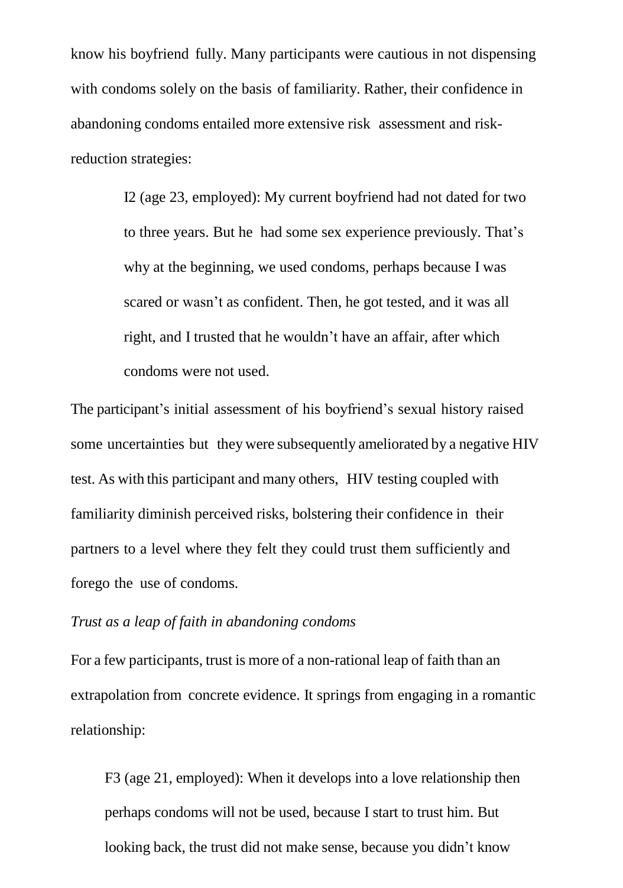know his boyfriend fully. Many participants were cautious in not dispensing with condoms solely on the basis of familiarity. Rather, their confidence in abandoning condoms entailed more extensive risk assessment and risk-reduction strategies:

> I2 (age 23, employed): My current boyfriend had not dated for two to three years. But he had some sex experience previously. That's why at the beginning, we used condoms, perhaps because I was scared or wasn't as confident. Then, he got tested, and it was all right, and I trusted that he wouldn't have an affair, after which condoms were not used.

The participant's initial assessment of his boyfriend's sexual history raised some uncertainties but they were subsequently ameliorated by a negative HIV test. As with this participant and many others, HIV testing coupled with familiarity diminish perceived risks, bolstering their confidence in their partners to a level where they felt they could trust them sufficiently and forego the use of condoms.

*Trust as a leap of faith in abandoning condoms*

For a few participants, trust is more of a non-rational leap of faith than an extrapolation from concrete evidence. It springs from engaging in a romantic relationship:

> F3 (age 21, employed): When it develops into a love relationship then perhaps condoms will not be used, because I start to trust him. But looking back, the trust did not make sense, because you didn't know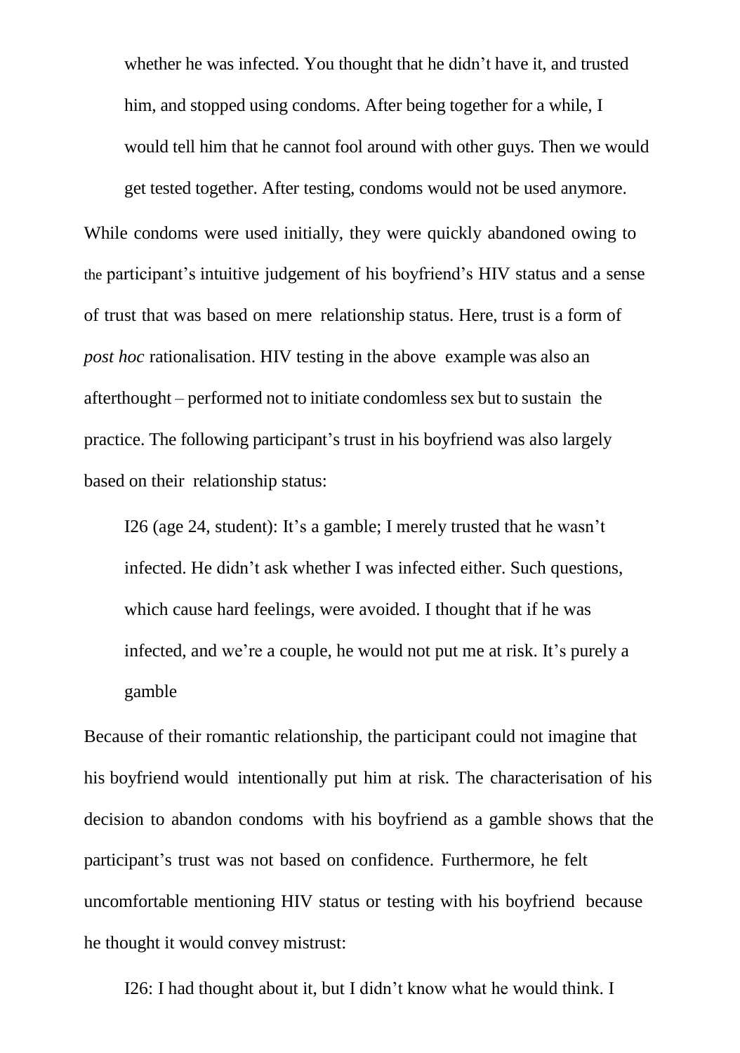> whether he was infected. You thought that he didn't have it, and trusted him, and stopped using condoms. After being together for a while, I would tell him that he cannot fool around with other guys. Then we would get tested together. After testing, condoms would not be used anymore.

While condoms were used initially, they were quickly abandoned owing to the participant's intuitive judgement of his boyfriend's HIV status and a sense of trust that was based on mere relationship status. Here, trust is a form of *post hoc* rationalisation. HIV testing in the above example was also an afterthought – performed not to initiate condomless sex but to sustain the practice. The following participant's trust in his boyfriend was also largely based on their relationship status:

> I26 (age 24, student): It's a gamble; I merely trusted that he wasn't infected. He didn't ask whether I was infected either. Such questions, which cause hard feelings, were avoided. I thought that if he was infected, and we're a couple, he would not put me at risk. It's purely a gamble

Because of their romantic relationship, the participant could not imagine that his boyfriend would intentionally put him at risk. The characterisation of his decision to abandon condoms with his boyfriend as a gamble shows that the participant's trust was not based on confidence. Furthermore, he felt uncomfortable mentioning HIV status or testing with his boyfriend because he thought it would convey mistrust:

> I26: I had thought about it, but I didn't know what he would think. I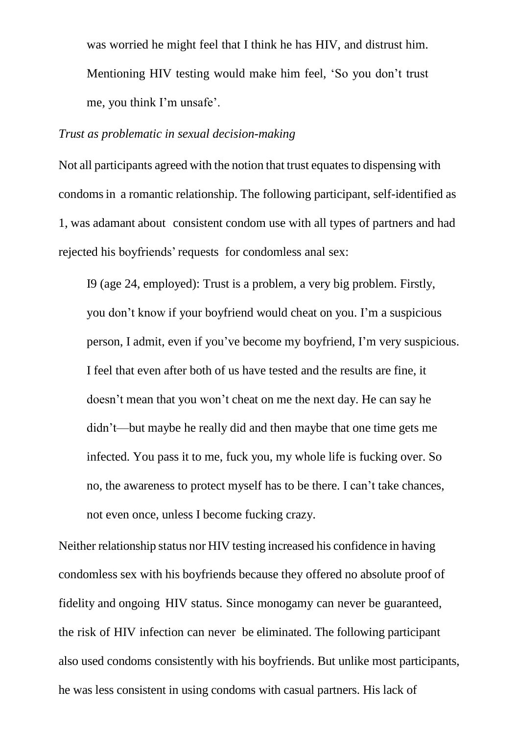was worried he might feel that I think he has HIV, and distrust him. Mentioning HIV testing would make him feel, 'So you don't trust me, you think I'm unsafe'.

*Trust as problematic in sexual decision-making*

Not all participants agreed with the notion that trust equates to dispensing with condoms in a romantic relationship. The following participant, self-identified as 1, was adamant about consistent condom use with all types of partners and had rejected his boyfriends' requests for condomless anal sex:

> I9 (age 24, employed): Trust is a problem, a very big problem. Firstly, you don't know if your boyfriend would cheat on you. I'm a suspicious person, I admit, even if you've become my boyfriend, I'm very suspicious. I feel that even after both of us have tested and the results are fine, it doesn't mean that you won't cheat on me the next day. He can say he didn't—but maybe he really did and then maybe that one time gets me infected. You pass it to me, fuck you, my whole life is fucking over. So no, the awareness to protect myself has to be there. I can't take chances, not even once, unless I become fucking crazy.

Neither relationship status nor HIV testing increased his confidence in having condomless sex with his boyfriends because they offered no absolute proof of fidelity and ongoing HIV status. Since monogamy can never be guaranteed, the risk of HIV infection can never be eliminated. The following participant also used condoms consistently with his boyfriends. But unlike most participants, he was less consistent in using condoms with casual partners. His lack of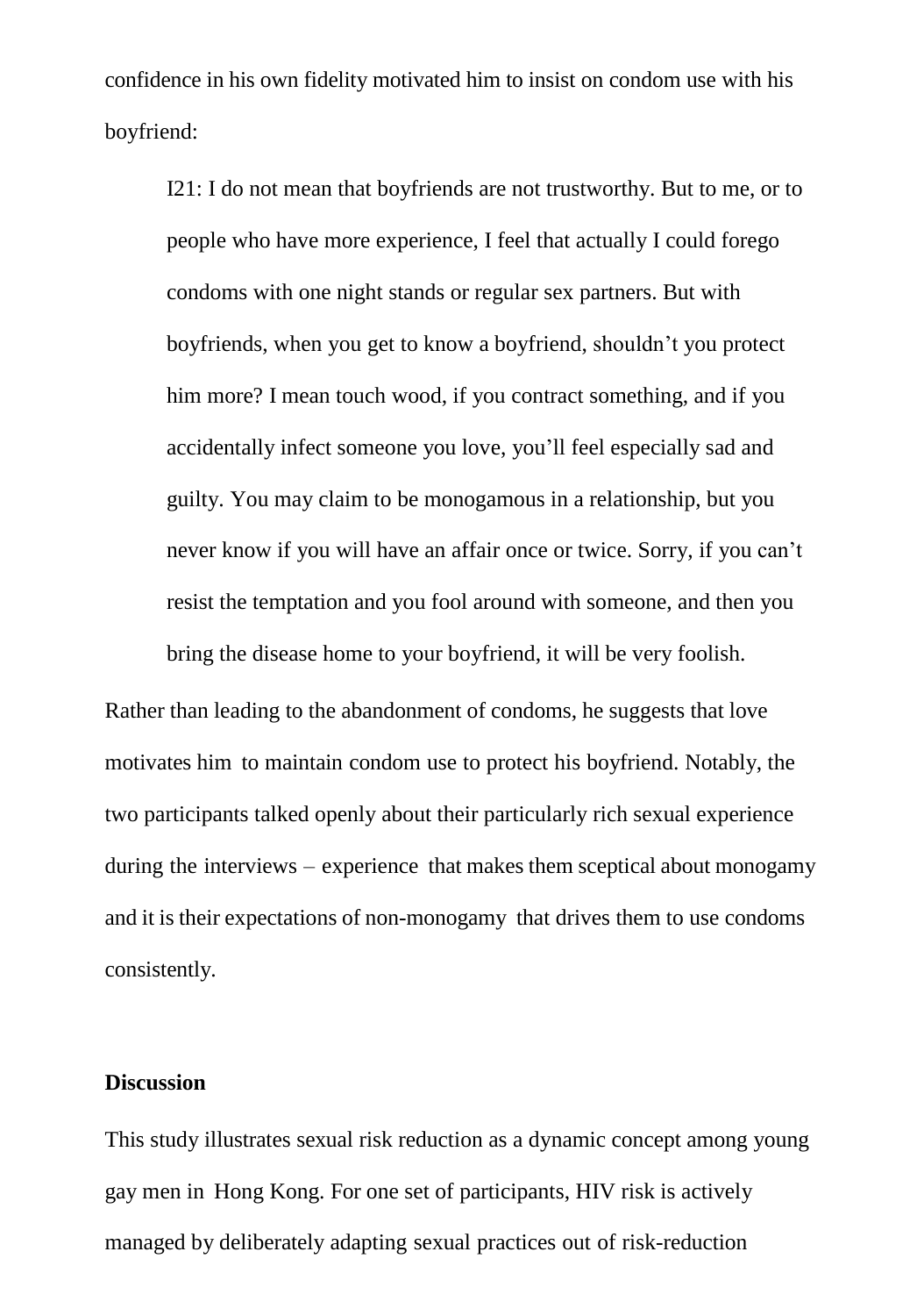confidence in his own fidelity motivated him to insist on condom use with his boyfriend:

> I21: I do not mean that boyfriends are not trustworthy. But to me, or to people who have more experience, I feel that actually I could forego condoms with one night stands or regular sex partners. But with boyfriends, when you get to know a boyfriend, shouldn't you protect him more? I mean touch wood, if you contract something, and if you accidentally infect someone you love, you'll feel especially sad and guilty. You may claim to be monogamous in a relationship, but you never know if you will have an affair once or twice. Sorry, if you can't resist the temptation and you fool around with someone, and then you bring the disease home to your boyfriend, it will be very foolish.

Rather than leading to the abandonment of condoms, he suggests that love motivates him to maintain condom use to protect his boyfriend. Notably, the two participants talked openly about their particularly rich sexual experience during the interviews – experience that makes them sceptical about monogamy and it is their expectations of non-monogamy that drives them to use condoms consistently.

**Discussion**

This study illustrates sexual risk reduction as a dynamic concept among young gay men in Hong Kong. For one set of participants, HIV risk is actively managed by deliberately adapting sexual practices out of risk-reduction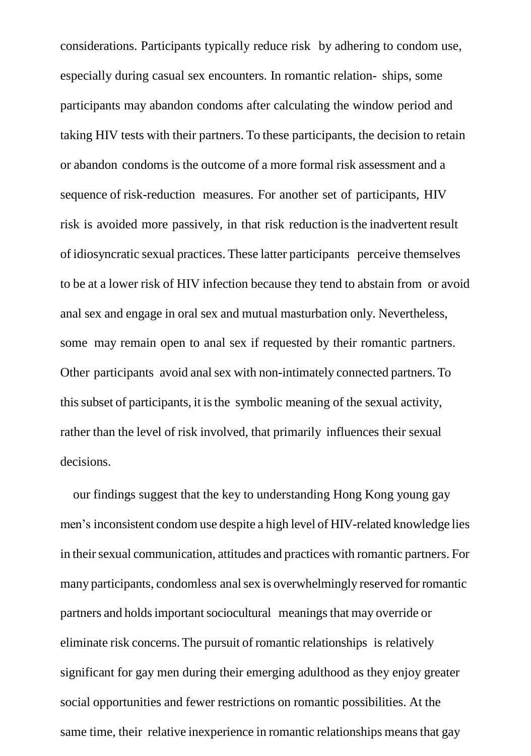considerations. Participants typically reduce risk by adhering to condom use, especially during casual sex encounters. In romantic relation- ships, some participants may abandon condoms after calculating the window period and taking HIV tests with their partners. To these participants, the decision to retain or abandon condoms is the outcome of a more formal risk assessment and a sequence of risk-reduction measures. For another set of participants, HIV risk is avoided more passively, in that risk reduction is the inadvertent result of idiosyncratic sexual practices. These latter participants perceive themselves to be at a lower risk of HIV infection because they tend to abstain from or avoid anal sex and engage in oral sex and mutual masturbation only. Nevertheless, some may remain open to anal sex if requested by their romantic partners. Other participants avoid anal sex with non-intimately connected partners. To this subset of participants, it is the symbolic meaning of the sexual activity, rather than the level of risk involved, that primarily influences their sexual decisions.

our findings suggest that the key to understanding Hong Kong young gay men's inconsistent condom use despite a high level of HIV-related knowledge lies in their sexual communication, attitudes and practices with romantic partners. For many participants, condomless anal sex is overwhelmingly reserved for romantic partners and holds important sociocultural meanings that may override or eliminate risk concerns. The pursuit of romantic relationships is relatively significant for gay men during their emerging adulthood as they enjoy greater social opportunities and fewer restrictions on romantic possibilities. At the same time, their relative inexperience in romantic relationships means that gay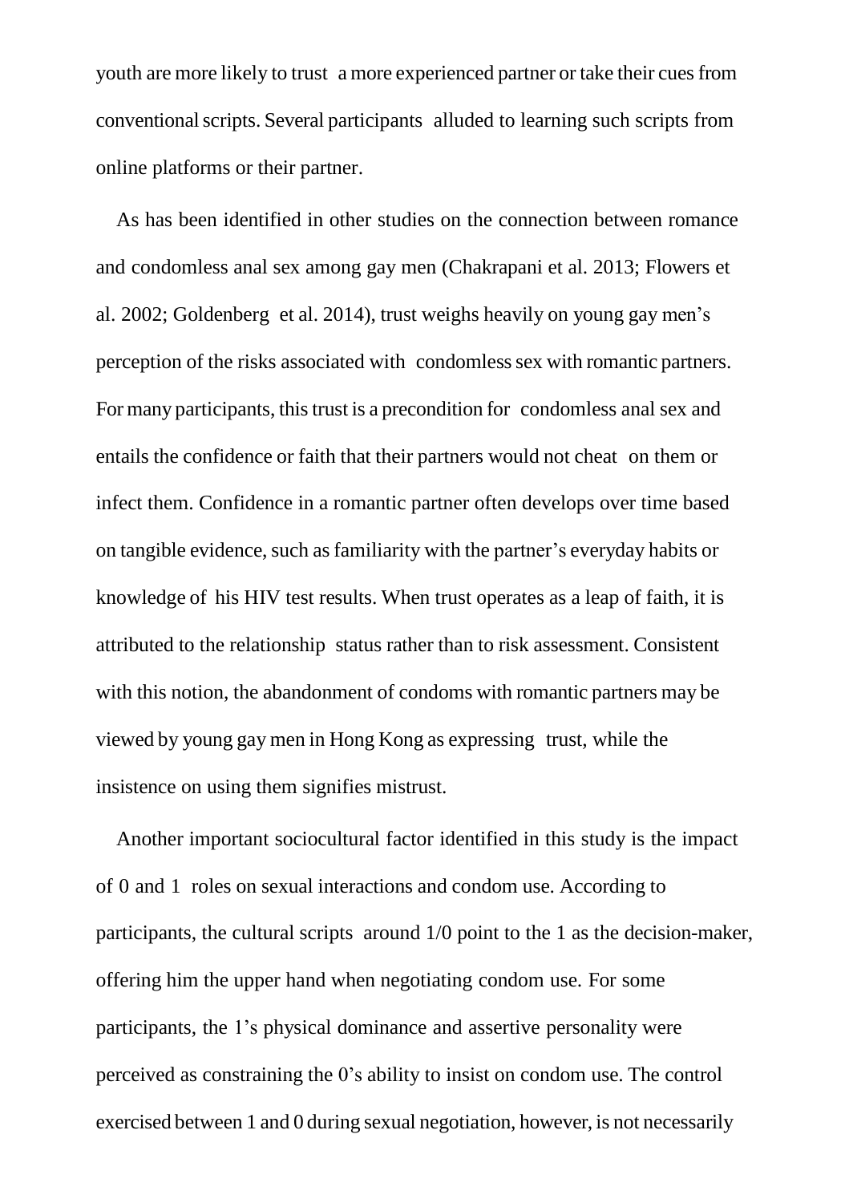youth are more likely to trust a more experienced partner or take their cues from conventional scripts. Several participants alluded to learning such scripts from online platforms or their partner.

As has been identified in other studies on the connection between romance and condomless anal sex among gay men (Chakrapani et al. 2013; Flowers et al. 2002; Goldenberg et al. 2014), trust weighs heavily on young gay men's perception of the risks associated with condomless sex with romantic partners. For many participants, this trust is a precondition for condomless anal sex and entails the confidence or faith that their partners would not cheat on them or infect them. Confidence in a romantic partner often develops over time based on tangible evidence, such as familiarity with the partner's everyday habits or knowledge of his HIV test results. When trust operates as a leap of faith, it is attributed to the relationship status rather than to risk assessment. Consistent with this notion, the abandonment of condoms with romantic partners may be viewed by young gay men in Hong Kong as expressing trust, while the insistence on using them signifies mistrust.

Another important sociocultural factor identified in this study is the impact of 0 and 1 roles on sexual interactions and condom use. According to participants, the cultural scripts around 1/0 point to the 1 as the decision-maker, offering him the upper hand when negotiating condom use. For some participants, the 1's physical dominance and assertive personality were perceived as constraining the 0's ability to insist on condom use. The control exercised between 1 and 0 during sexual negotiation, however, is not necessarily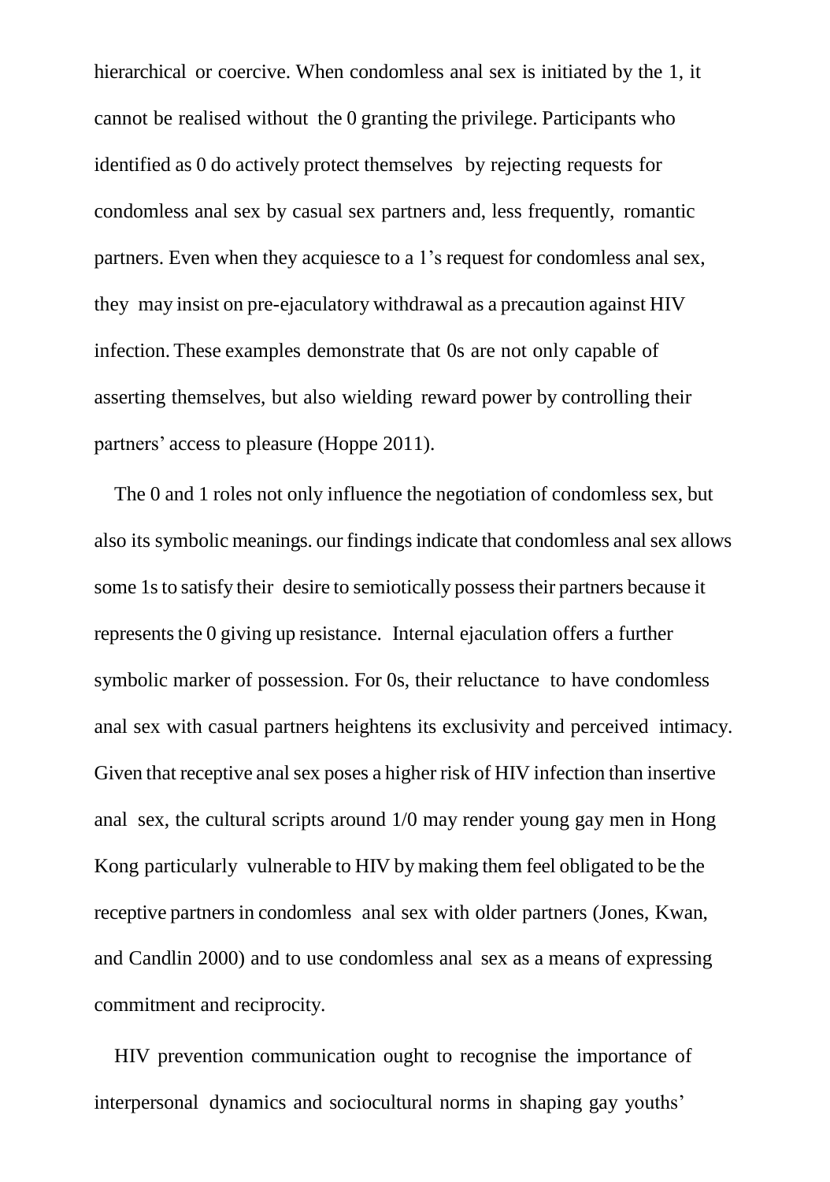hierarchical or coercive. When condomless anal sex is initiated by the 1, it cannot be realised without the 0 granting the privilege. Participants who identified as 0 do actively protect themselves by rejecting requests for condomless anal sex by casual sex partners and, less frequently, romantic partners. Even when they acquiesce to a 1's request for condomless anal sex, they may insist on pre-ejaculatory withdrawal as a precaution against HIV infection. These examples demonstrate that 0s are not only capable of asserting themselves, but also wielding reward power by controlling their partners' access to pleasure (Hoppe 2011).

The 0 and 1 roles not only influence the negotiation of condomless sex, but also its symbolic meanings. our findings indicate that condomless anal sex allows some 1s to satisfy their desire to semiotically possess their partners because it represents the 0 giving up resistance. Internal ejaculation offers a further symbolic marker of possession. For 0s, their reluctance to have condomless anal sex with casual partners heightens its exclusivity and perceived intimacy. Given that receptive anal sex poses a higher risk of HIV infection than insertive anal sex, the cultural scripts around 1/0 may render young gay men in Hong Kong particularly vulnerable to HIV by making them feel obligated to be the receptive partners in condomless anal sex with older partners (Jones, Kwan, and Candlin 2000) and to use condomless anal sex as a means of expressing commitment and reciprocity.

HIV prevention communication ought to recognise the importance of interpersonal dynamics and sociocultural norms in shaping gay youths'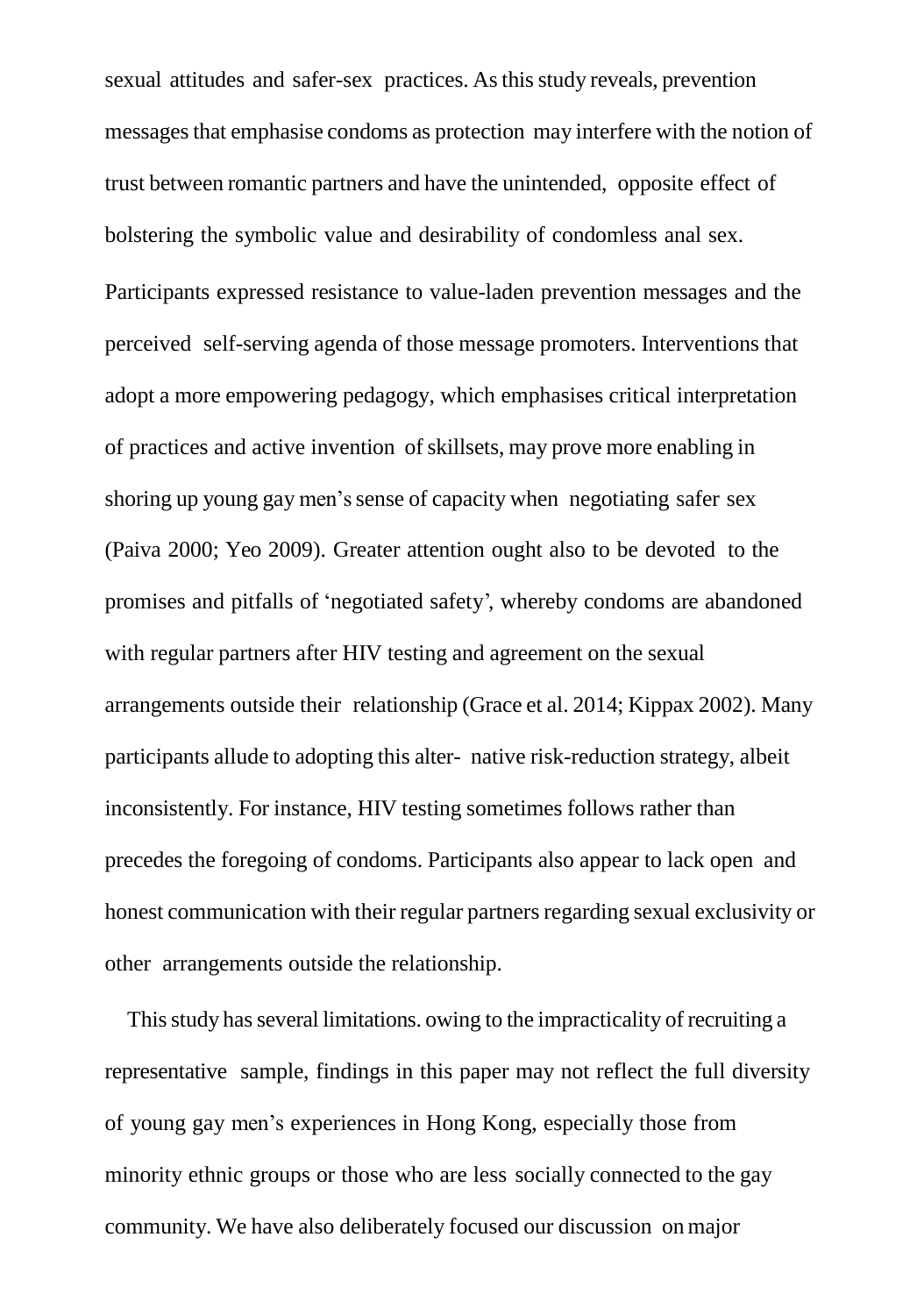sexual attitudes and safer-sex practices. As this study reveals, prevention messages that emphasise condoms as protection may interfere with the notion of trust between romantic partners and have the unintended, opposite effect of bolstering the symbolic value and desirability of condomless anal sex. Participants expressed resistance to value-laden prevention messages and the perceived self-serving agenda of those message promoters. Interventions that adopt a more empowering pedagogy, which emphasises critical interpretation of practices and active invention of skillsets, may prove more enabling in shoring up young gay men's sense of capacity when negotiating safer sex (Paiva 2000; Yeo 2009). Greater attention ought also to be devoted to the promises and pitfalls of 'negotiated safety', whereby condoms are abandoned with regular partners after HIV testing and agreement on the sexual arrangements outside their relationship (Grace et al. 2014; Kippax 2002). Many participants allude to adopting this alter- native risk-reduction strategy, albeit inconsistently. For instance, HIV testing sometimes follows rather than precedes the foregoing of condoms. Participants also appear to lack open and honest communication with their regular partners regarding sexual exclusivity or other arrangements outside the relationship.

This study has several limitations. owing to the impracticality of recruiting a representative sample, findings in this paper may not reflect the full diversity of young gay men's experiences in Hong Kong, especially those from minority ethnic groups or those who are less socially connected to the gay community. We have also deliberately focused our discussion on major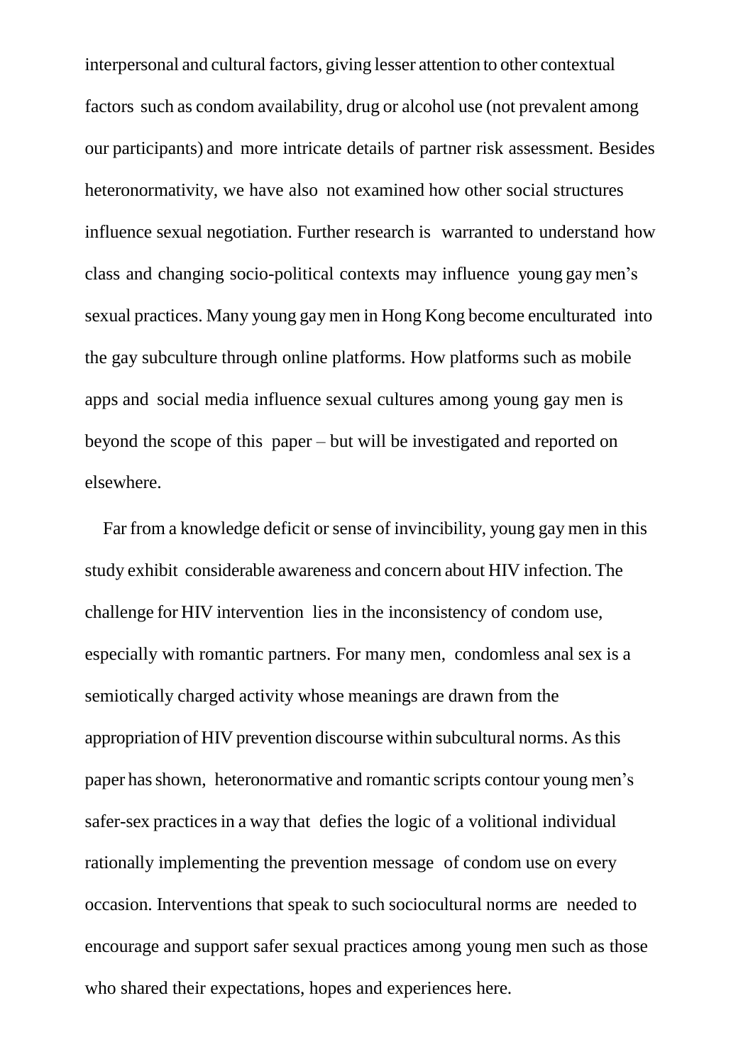interpersonal and cultural factors, giving lesser attention to other contextual factors such as condom availability, drug or alcohol use (not prevalent among our participants) and more intricate details of partner risk assessment. Besides heteronormativity, we have also not examined how other social structures influence sexual negotiation. Further research is warranted to understand how class and changing socio-political contexts may influence young gay men's sexual practices. Many young gay men in Hong Kong become enculturated into the gay subculture through online platforms. How platforms such as mobile apps and social media influence sexual cultures among young gay men is beyond the scope of this paper – but will be investigated and reported on elsewhere.

Far from a knowledge deficit or sense of invincibility, young gay men in this study exhibit considerable awareness and concern about HIV infection. The challenge for HIV intervention lies in the inconsistency of condom use, especially with romantic partners. For many men, condomless anal sex is a semiotically charged activity whose meanings are drawn from the appropriation of HIV prevention discourse within subcultural norms. As this paper has shown, heteronormative and romantic scripts contour young men's safer-sex practices in a way that defies the logic of a volitional individual rationally implementing the prevention message of condom use on every occasion. Interventions that speak to such sociocultural norms are needed to encourage and support safer sexual practices among young men such as those who shared their expectations, hopes and experiences here.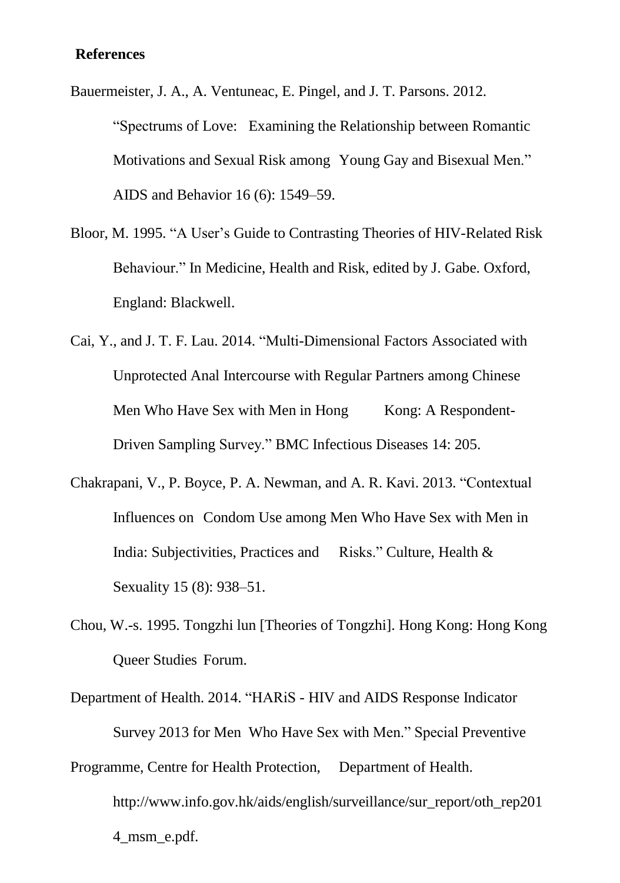## References

Bauermeister, J. A., A. Ventuneac, E. Pingel, and J. T. Parsons. 2012. "Spectrums of Love: Examining the Relationship between Romantic Motivations and Sexual Risk among Young Gay and Bisexual Men." AIDS and Behavior 16 (6): 1549–59.

Bloor, M. 1995. "A User's Guide to Contrasting Theories of HIV-Related Risk Behaviour." In Medicine, Health and Risk, edited by J. Gabe. Oxford, England: Blackwell.

Cai, Y., and J. T. F. Lau. 2014. "Multi-Dimensional Factors Associated with Unprotected Anal Intercourse with Regular Partners among Chinese Men Who Have Sex with Men in Hong Kong: A Respondent-Driven Sampling Survey." BMC Infectious Diseases 14: 205.

Chakrapani, V., P. Boyce, P. A. Newman, and A. R. Kavi. 2013. "Contextual Influences on Condom Use among Men Who Have Sex with Men in India: Subjectivities, Practices and Risks." Culture, Health & Sexuality 15 (8): 938–51.

Chou, W.-s. 1995. Tongzhi lun [Theories of Tongzhi]. Hong Kong: Hong Kong Queer Studies Forum.

Department of Health. 2014. "HARiS - HIV and AIDS Response Indicator Survey 2013 for Men Who Have Sex with Men." Special Preventive Programme, Centre for Health Protection, Department of Health. http://www.info.gov.hk/aids/english/surveillance/sur_report/oth_rep2014_msm_e.pdf.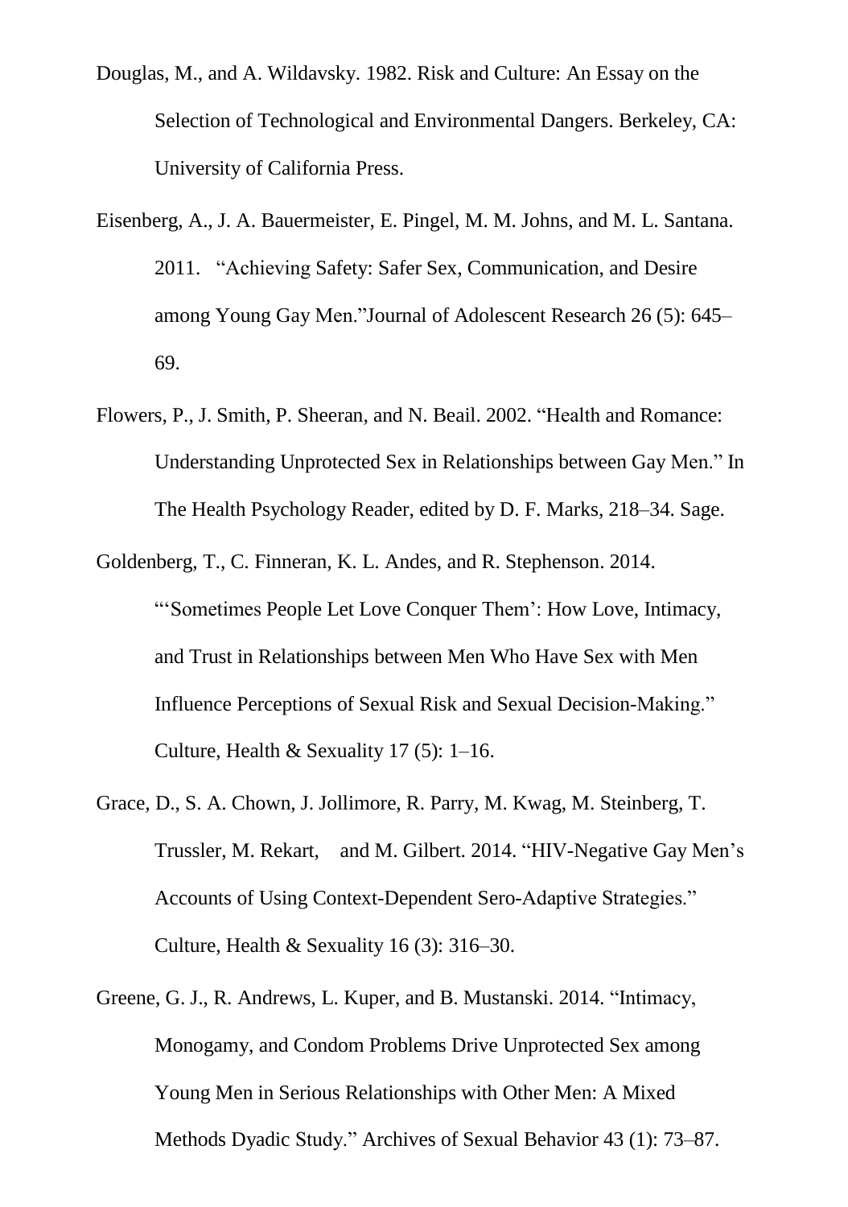Douglas, M., and A. Wildavsky. 1982. Risk and Culture: An Essay on the Selection of Technological and Environmental Dangers. Berkeley, CA: University of California Press.

Eisenberg, A., J. A. Bauermeister, E. Pingel, M. M. Johns, and M. L. Santana. 2011. "Achieving Safety: Safer Sex, Communication, and Desire among Young Gay Men."Journal of Adolescent Research 26 (5): 645–69.

Flowers, P., J. Smith, P. Sheeran, and N. Beail. 2002. "Health and Romance: Understanding Unprotected Sex in Relationships between Gay Men." In The Health Psychology Reader, edited by D. F. Marks, 218–34. Sage.

Goldenberg, T., C. Finneran, K. L. Andes, and R. Stephenson. 2014. "'Sometimes People Let Love Conquer Them': How Love, Intimacy, and Trust in Relationships between Men Who Have Sex with Men Influence Perceptions of Sexual Risk and Sexual Decision-Making." Culture, Health & Sexuality 17 (5): 1–16.

Grace, D., S. A. Chown, J. Jollimore, R. Parry, M. Kwag, M. Steinberg, T. Trussler, M. Rekart, and M. Gilbert. 2014. "HIV-Negative Gay Men's Accounts of Using Context-Dependent Sero-Adaptive Strategies." Culture, Health & Sexuality 16 (3): 316–30.

Greene, G. J., R. Andrews, L. Kuper, and B. Mustanski. 2014. "Intimacy, Monogamy, and Condom Problems Drive Unprotected Sex among Young Men in Serious Relationships with Other Men: A Mixed Methods Dyadic Study." Archives of Sexual Behavior 43 (1): 73–87.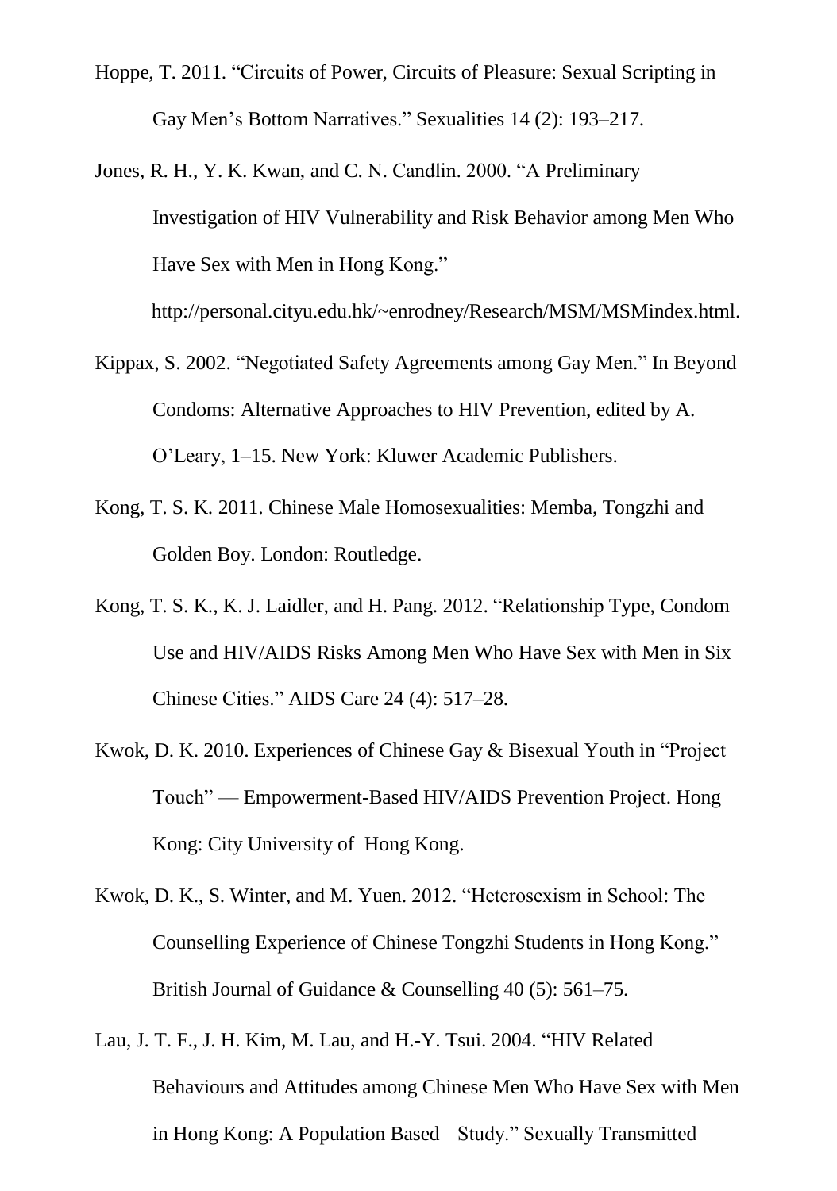Hoppe, T. 2011. “Circuits of Power, Circuits of Pleasure: Sexual Scripting in Gay Men’s Bottom Narratives.” Sexualities 14 (2): 193–217.

Jones, R. H., Y. K. Kwan, and C. N. Candlin. 2000. “A Preliminary Investigation of HIV Vulnerability and Risk Behavior among Men Who Have Sex with Men in Hong Kong.” http://personal.cityu.edu.hk/~enrodney/Research/MSM/MSMindex.html.

Kippax, S. 2002. “Negotiated Safety Agreements among Gay Men.” In Beyond Condoms: Alternative Approaches to HIV Prevention, edited by A. O’Leary, 1–15. New York: Kluwer Academic Publishers.

Kong, T. S. K. 2011. Chinese Male Homosexualities: Memba, Tongzhi and Golden Boy. London: Routledge.

Kong, T. S. K., K. J. Laidler, and H. Pang. 2012. “Relationship Type, Condom Use and HIV/AIDS Risks Among Men Who Have Sex with Men in Six Chinese Cities.” AIDS Care 24 (4): 517–28.

Kwok, D. K. 2010. Experiences of Chinese Gay & Bisexual Youth in “Project Touch” — Empowerment-Based HIV/AIDS Prevention Project. Hong Kong: City University of Hong Kong.

Kwok, D. K., S. Winter, and M. Yuen. 2012. “Heterosexism in School: The Counselling Experience of Chinese Tongzhi Students in Hong Kong.” British Journal of Guidance & Counselling 40 (5): 561–75.

Lau, J. T. F., J. H. Kim, M. Lau, and H.-Y. Tsui. 2004. “HIV Related Behaviours and Attitudes among Chinese Men Who Have Sex with Men in Hong Kong: A Population Based Study.” Sexually Transmitted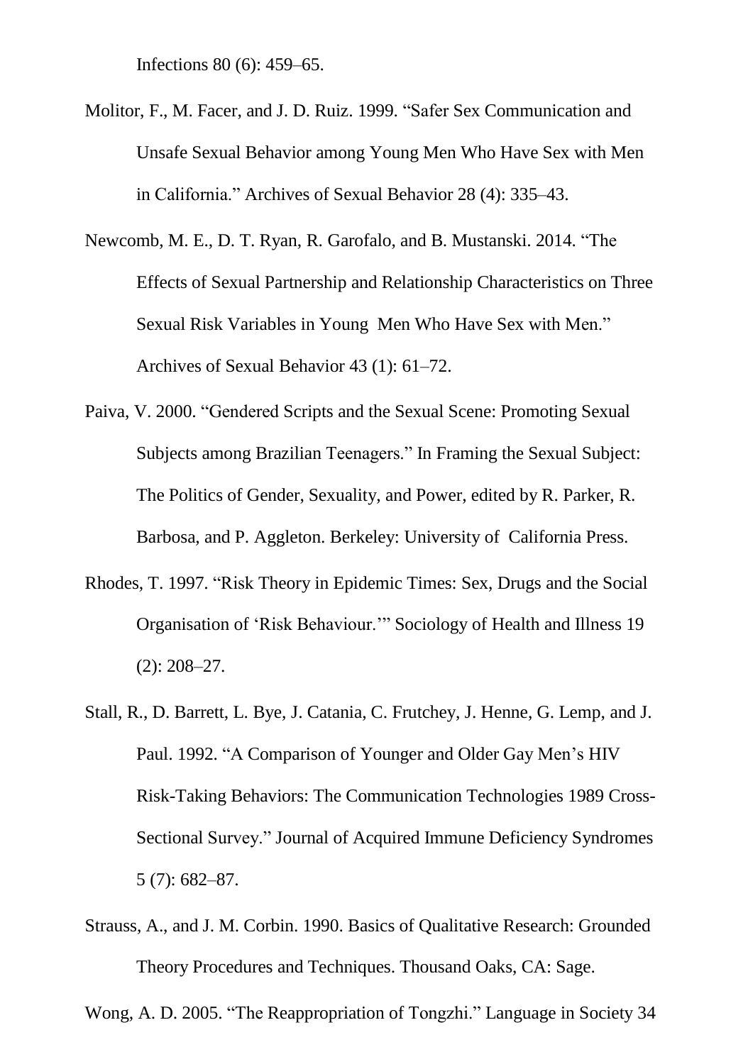Infections 80 (6): 459–65.

Molitor, F., M. Facer, and J. D. Ruiz. 1999. “Safer Sex Communication and Unsafe Sexual Behavior among Young Men Who Have Sex with Men in California.” Archives of Sexual Behavior 28 (4): 335–43.

Newcomb, M. E., D. T. Ryan, R. Garofalo, and B. Mustanski. 2014. “The Effects of Sexual Partnership and Relationship Characteristics on Three Sexual Risk Variables in Young Men Who Have Sex with Men.” Archives of Sexual Behavior 43 (1): 61–72.

Paiva, V. 2000. “Gendered Scripts and the Sexual Scene: Promoting Sexual Subjects among Brazilian Teenagers.” In Framing the Sexual Subject: The Politics of Gender, Sexuality, and Power, edited by R. Parker, R. Barbosa, and P. Aggleton. Berkeley: University of California Press.

Rhodes, T. 1997. “Risk Theory in Epidemic Times: Sex, Drugs and the Social Organisation of ‘Risk Behaviour.’” Sociology of Health and Illness 19 (2): 208–27.

Stall, R., D. Barrett, L. Bye, J. Catania, C. Frutchey, J. Henne, G. Lemp, and J. Paul. 1992. “A Comparison of Younger and Older Gay Men’s HIV Risk-Taking Behaviors: The Communication Technologies 1989 Cross-Sectional Survey.” Journal of Acquired Immune Deficiency Syndromes 5 (7): 682–87.

Strauss, A., and J. M. Corbin. 1990. Basics of Qualitative Research: Grounded Theory Procedures and Techniques. Thousand Oaks, CA: Sage.

Wong, A. D. 2005. “The Reappropriation of Tongzhi.” Language in Society 34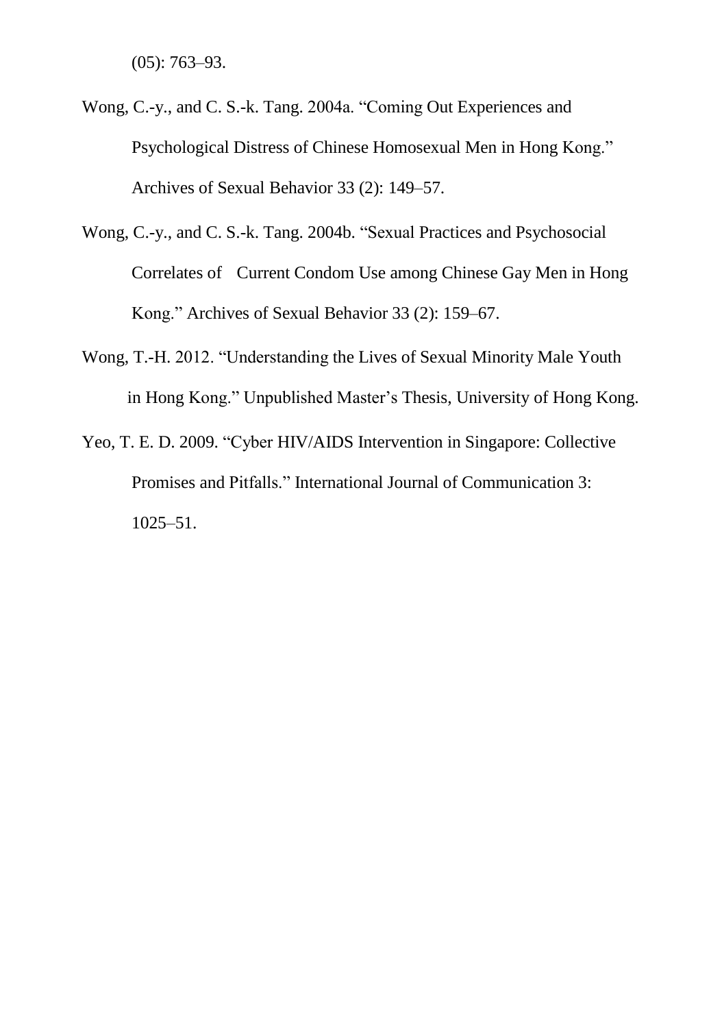(05): 763–93.

Wong, C.-y., and C. S.-k. Tang. 2004a. "Coming Out Experiences and Psychological Distress of Chinese Homosexual Men in Hong Kong." Archives of Sexual Behavior 33 (2): 149–57.

Wong, C.-y., and C. S.-k. Tang. 2004b. "Sexual Practices and Psychosocial Correlates of Current Condom Use among Chinese Gay Men in Hong Kong." Archives of Sexual Behavior 33 (2): 159–67.

Wong, T.-H. 2012. "Understanding the Lives of Sexual Minority Male Youth in Hong Kong." Unpublished Master's Thesis, University of Hong Kong.

Yeo, T. E. D. 2009. "Cyber HIV/AIDS Intervention in Singapore: Collective Promises and Pitfalls." International Journal of Communication 3: 1025–51.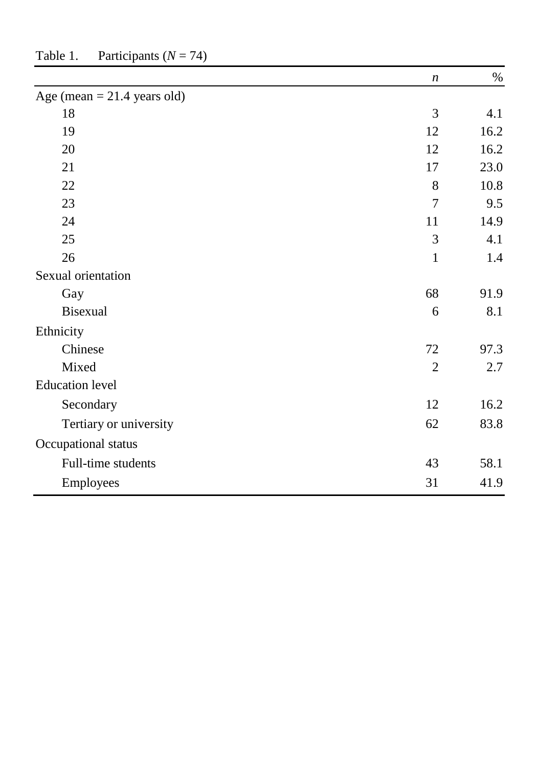Table 1. Participants ($N$ = 74)

| | $n$ | % |
|---|---|---|
| Age (mean = 21.4 years old) | | |
| 18 | 3 | 4.1 |
| 19 | 12 | 16.2 |
| 20 | 12 | 16.2 |
| 21 | 17 | 23.0 |
| 22 | 8 | 10.8 |
| 23 | 7 | 9.5 |
| 24 | 11 | 14.9 |
| 25 | 3 | 4.1 |
| 26 | 1 | 1.4 |
| Sexual orientation | | |
| Gay | 68 | 91.9 |
| Bisexual | 6 | 8.1 |
| Ethnicity | | |
| Chinese | 72 | 97.3 |
| Mixed | 2 | 2.7 |
| Education level | | |
| Secondary | 12 | 16.2 |
| Tertiary or university | 62 | 83.8 |
| Occupational status | | |
| Full-time students | 43 | 58.1 |
| Employees | 31 | 41.9 |